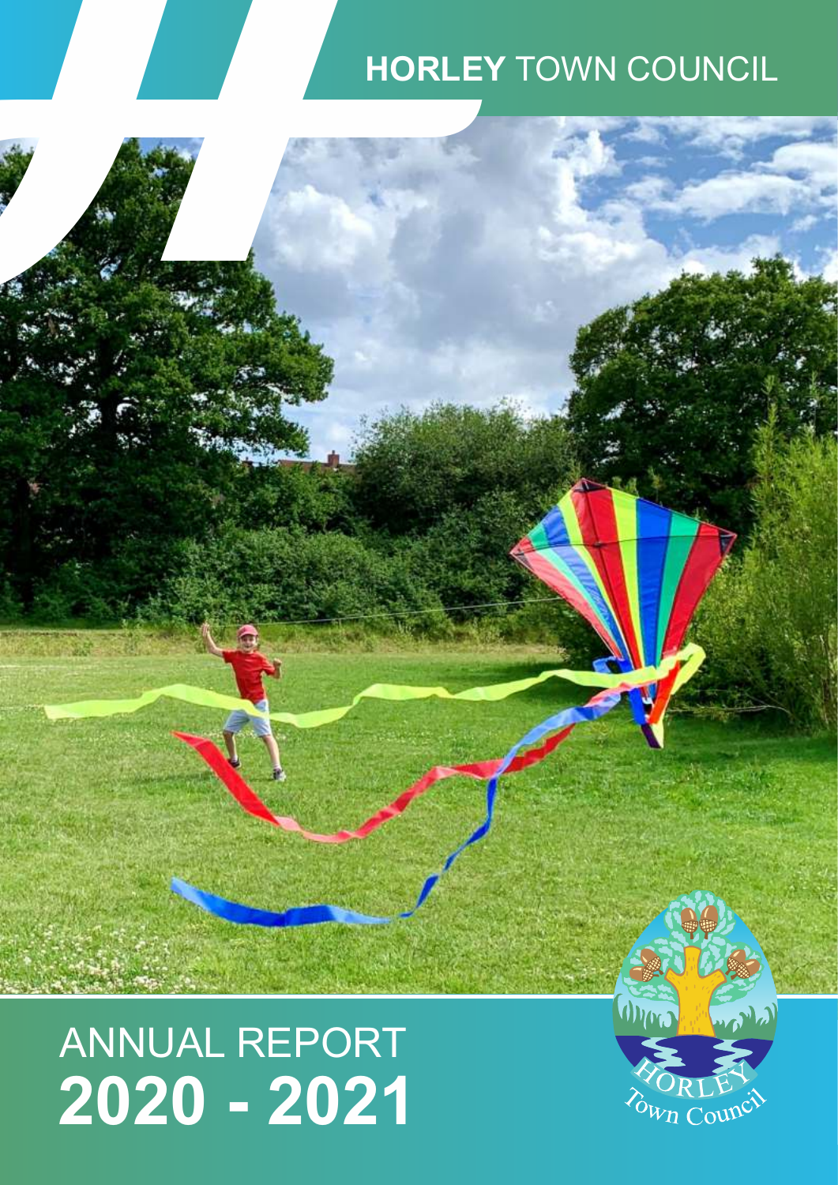**HORLEY** TOWN COUNCIL

# ANNUAL REPORT
# **2020 - 2021**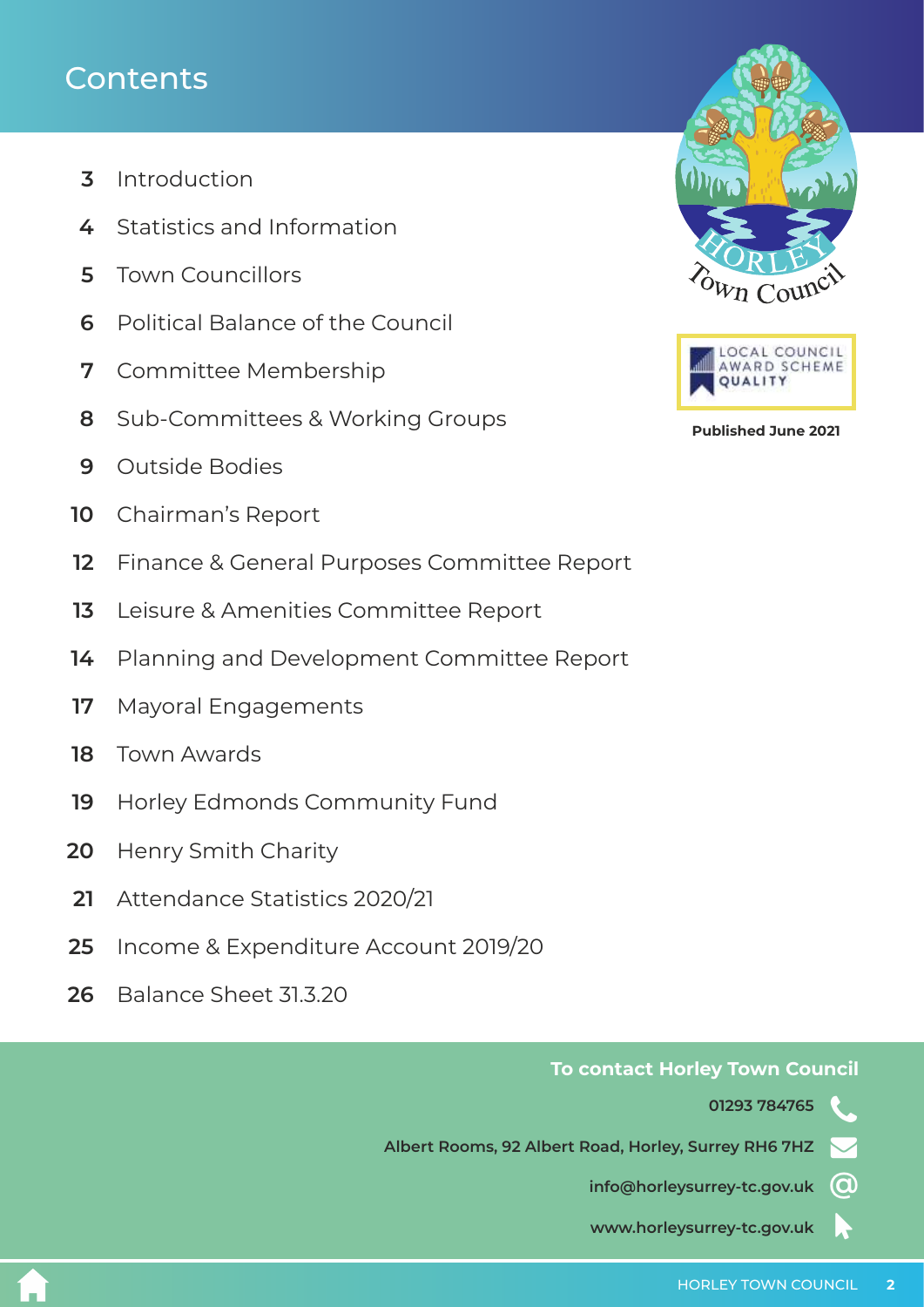# Contents

| Page | Section |
| --- | --- |
| 3 | Introduction |
| 4 | Statistics and Information |
| 5 | Town Councillors |
| 6 | Political Balance of the Council |
| 7 | Committee Membership |
| 8 | Sub-Committees & Working Groups |
| 9 | Outside Bodies |
| 10 | Chairman's Report |
| 12 | Finance & General Purposes Committee Report |
| 13 | Leisure & Amenities Committee Report |
| 14 | Planning and Development Committee Report |
| 17 | Mayoral Engagements |
| 18 | Town Awards |
| 19 | Horley Edmonds Community Fund |
| 20 | Henry Smith Charity |
| 21 | Attendance Statistics 2020/21 |
| 25 | Income & Expenditure Account 2019/20 |
| 26 | Balance Sheet 31.3.20 |

HORLEY Town Council

LOCAL COUNCIL AWARD SCHEME QUALITY

**Published June 2021**

**To contact Horley Town Council**

**01293 784765**

**Albert Rooms, 92 Albert Road, Horley, Surrey RH6 7HZ**

**info@horleysurrey-tc.gov.uk**

**www.horleysurrey-tc.gov.uk**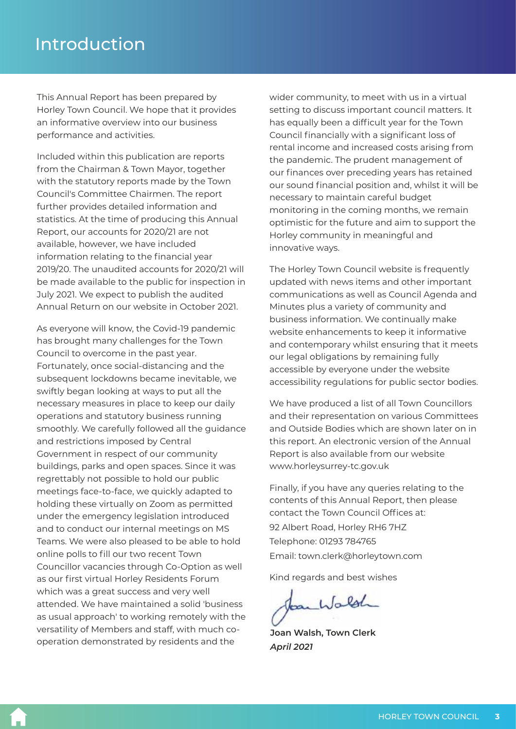# Introduction

This Annual Report has been prepared by Horley Town Council. We hope that it provides an informative overview into our business performance and activities.

Included within this publication are reports from the Chairman & Town Mayor, together with the statutory reports made by the Town Council's Committee Chairmen. The report further provides detailed information and statistics. At the time of producing this Annual Report, our accounts for 2020/21 are not available, however, we have included information relating to the financial year 2019/20. The unaudited accounts for 2020/21 will be made available to the public for inspection in July 2021. We expect to publish the audited Annual Return on our website in October 2021.

As everyone will know, the Covid-19 pandemic has brought many challenges for the Town Council to overcome in the past year. Fortunately, once social-distancing and the subsequent lockdowns became inevitable, we swiftly began looking at ways to put all the necessary measures in place to keep our daily operations and statutory business running smoothly. We carefully followed all the guidance and restrictions imposed by Central Government in respect of our community buildings, parks and open spaces. Since it was regrettably not possible to hold our public meetings face-to-face, we quickly adapted to holding these virtually on Zoom as permitted under the emergency legislation introduced and to conduct our internal meetings on MS Teams. We were also pleased to be able to hold online polls to fill our two recent Town Councillor vacancies through Co-Option as well as our first virtual Horley Residents Forum which was a great success and very well attended. We have maintained a solid 'business as usual approach' to working remotely with the versatility of Members and staff, with much co-operation demonstrated by residents and the wider community, to meet with us in a virtual setting to discuss important council matters. It has equally been a difficult year for the Town Council financially with a significant loss of rental income and increased costs arising from the pandemic. The prudent management of our finances over preceding years has retained our sound financial position and, whilst it will be necessary to maintain careful budget monitoring in the coming months, we remain optimistic for the future and aim to support the Horley community in meaningful and innovative ways.

The Horley Town Council website is frequently updated with news items and other important communications as well as Council Agenda and Minutes plus a variety of community and business information. We continually make website enhancements to keep it informative and contemporary whilst ensuring that it meets our legal obligations by remaining fully accessible by everyone under the website accessibility regulations for public sector bodies.

We have produced a list of all Town Councillors and their representation on various Committees and Outside Bodies which are shown later on in this report. An electronic version of the Annual Report is also available from our website www.horleysurrey-tc.gov.uk

Finally, if you have any queries relating to the contents of this Annual Report, then please contact the Town Council Offices at:

92 Albert Road, Horley RH6 7HZ
Telephone: 01293 784765
Email: town.clerk@horleytown.com

Kind regards and best wishes

**Joan Walsh, Town Clerk**
***April 2021***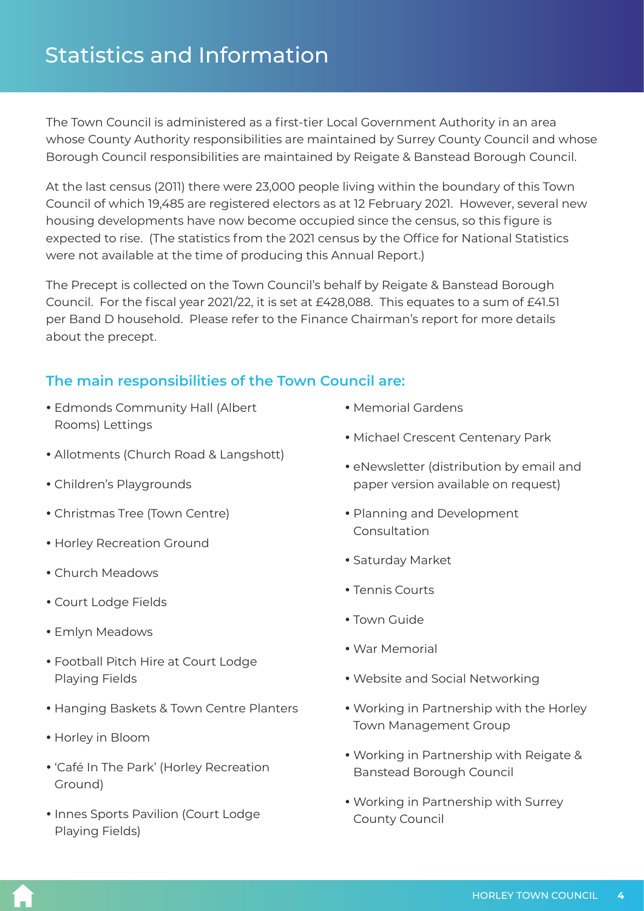# Statistics and Information

The Town Council is administered as a first-tier Local Government Authority in an area whose County Authority responsibilities are maintained by Surrey County Council and whose Borough Council responsibilities are maintained by Reigate & Banstead Borough Council.

At the last census (2011) there were 23,000 people living within the boundary of this Town Council of which 19,485 are registered electors as at 12 February 2021. However, several new housing developments have now become occupied since the census, so this figure is expected to rise. (The statistics from the 2021 census by the Office for National Statistics were not available at the time of producing this Annual Report.)

The Precept is collected on the Town Council's behalf by Reigate & Banstead Borough Council. For the fiscal year 2021/22, it is set at £428,088. This equates to a sum of £41.51 per Band D household. Please refer to the Finance Chairman's report for more details about the precept.

## The main responsibilities of the Town Council are:

- Edmonds Community Hall (Albert Rooms) Lettings
- Allotments (Church Road & Langshott)
- Children's Playgrounds
- Christmas Tree (Town Centre)
- Horley Recreation Ground
- Church Meadows
- Court Lodge Fields
- Emlyn Meadows
- Football Pitch Hire at Court Lodge Playing Fields
- Hanging Baskets & Town Centre Planters
- Horley in Bloom
- 'Café In The Park' (Horley Recreation Ground)
- Innes Sports Pavilion (Court Lodge Playing Fields)
- Memorial Gardens
- Michael Crescent Centenary Park
- eNewsletter (distribution by email and paper version available on request)
- Planning and Development Consultation
- Saturday Market
- Tennis Courts
- Town Guide
- War Memorial
- Website and Social Networking
- Working in Partnership with the Horley Town Management Group
- Working in Partnership with Reigate & Banstead Borough Council
- Working in Partnership with Surrey County Council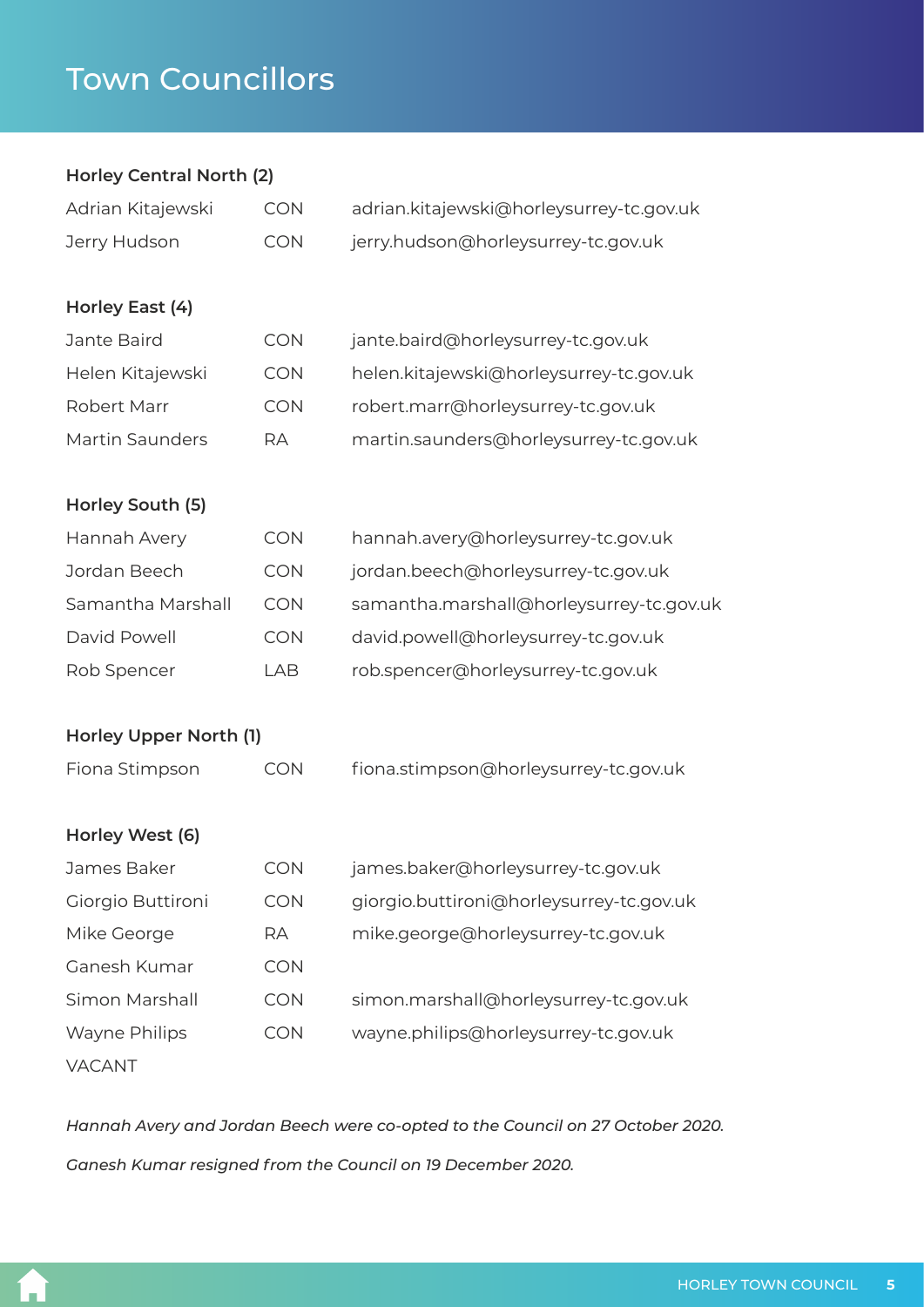# Town Councillors

### Horley Central North (2)

| | | |
|---|---|---|
| Adrian Kitajewski | CON | adrian.kitajewski@horleysurrey-tc.gov.uk |
| Jerry Hudson | CON | jerry.hudson@horleysurrey-tc.gov.uk |

### Horley East (4)

| | | |
|---|---|---|
| Jante Baird | CON | jante.baird@horleysurrey-tc.gov.uk |
| Helen Kitajewski | CON | helen.kitajewski@horleysurrey-tc.gov.uk |
| Robert Marr | CON | robert.marr@horleysurrey-tc.gov.uk |
| Martin Saunders | RA | martin.saunders@horleysurrey-tc.gov.uk |

### Horley South (5)

| | | |
|---|---|---|
| Hannah Avery | CON | hannah.avery@horleysurrey-tc.gov.uk |
| Jordan Beech | CON | jordan.beech@horleysurrey-tc.gov.uk |
| Samantha Marshall | CON | samantha.marshall@horleysurrey-tc.gov.uk |
| David Powell | CON | david.powell@horleysurrey-tc.gov.uk |
| Rob Spencer | LAB | rob.spencer@horleysurrey-tc.gov.uk |

### Horley Upper North (1)

| | | |
|---|---|---|
| Fiona Stimpson | CON | fiona.stimpson@horleysurrey-tc.gov.uk |

### Horley West (6)

| | | |
|---|---|---|
| James Baker | CON | james.baker@horleysurrey-tc.gov.uk |
| Giorgio Buttironi | CON | giorgio.buttironi@horleysurrey-tc.gov.uk |
| Mike George | RA | mike.george@horleysurrey-tc.gov.uk |
| Ganesh Kumar | CON | |
| Simon Marshall | CON | simon.marshall@horleysurrey-tc.gov.uk |
| Wayne Philips | CON | wayne.philips@horleysurrey-tc.gov.uk |
| VACANT | | |

*Hannah Avery and Jordan Beech were co-opted to the Council on 27 October 2020.*

*Ganesh Kumar resigned from the Council on 19 December 2020.*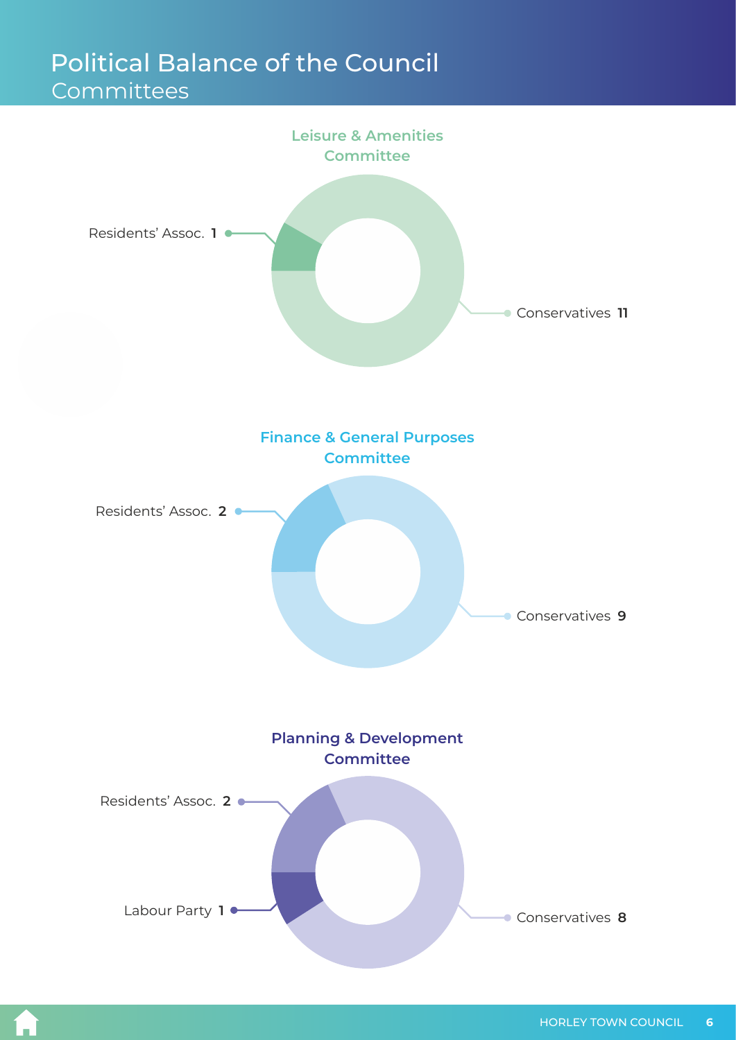# Political Balance of the Council

## Committees

### Leisure & Amenities Committee

Residents' Assoc. **1**

Conservatives **11**

### Finance & General Purposes Committee

Residents' Assoc. **2**

Conservatives **9**

### Planning & Development Committee

Residents' Assoc. **2**

Labour Party **1**

Conservatives **8**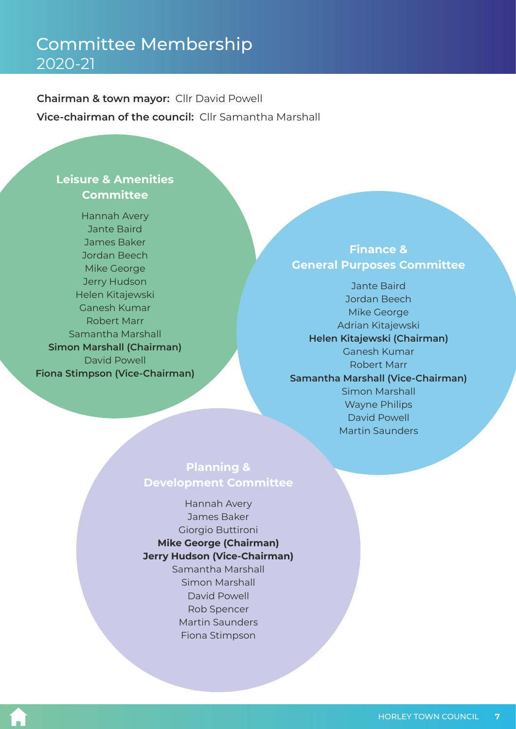# Committee Membership
2020-21

**Chairman & town mayor:** Cllr David Powell

**Vice-chairman of the council:** Cllr Samantha Marshall

## Leisure & Amenities Committee

Hannah Avery
Jante Baird
James Baker
Jordan Beech
Mike George
Jerry Hudson
Helen Kitajewski
Ganesh Kumar
Robert Marr
Samantha Marshall
**Simon Marshall (Chairman)**
David Powell
**Fiona Stimpson (Vice-Chairman)**

## Finance & General Purposes Committee

Jante Baird
Jordan Beech
Mike George
Adrian Kitajewski
**Helen Kitajewski (Chairman)**
Ganesh Kumar
Robert Marr
**Samantha Marshall (Vice-Chairman)**
Simon Marshall
Wayne Philips
David Powell
Martin Saunders

## Planning & Development Committee

Hannah Avery
James Baker
Giorgio Buttironi
**Mike George (Chairman)**
**Jerry Hudson (Vice-Chairman)**
Samantha Marshall
Simon Marshall
David Powell
Rob Spencer
Martin Saunders
Fiona Stimpson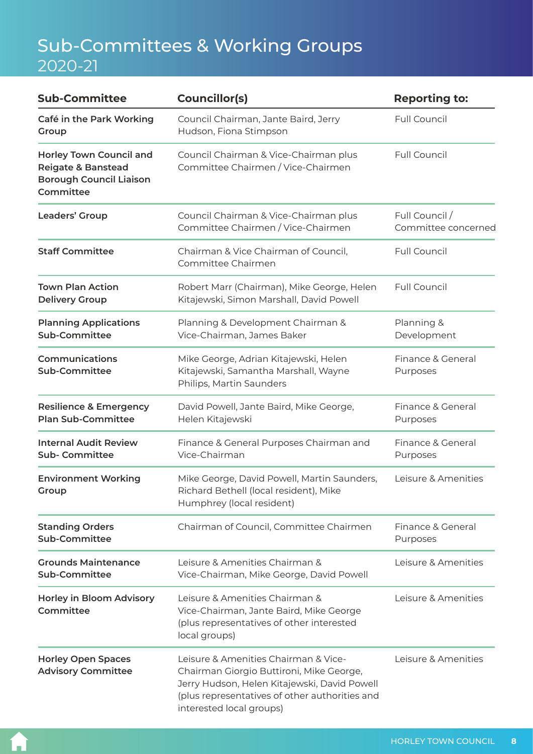# Sub-Committees & Working Groups 2020-21

| Sub-Committee | Councillor(s) | Reporting to: |
|---|---|---|
| **Café in the Park Working Group** | Council Chairman, Jante Baird, Jerry Hudson, Fiona Stimpson | Full Council |
| **Horley Town Council and Reigate & Banstead Borough Council Liaison Committee** | Council Chairman & Vice-Chairman plus Committee Chairmen / Vice-Chairmen | Full Council |
| **Leaders' Group** | Council Chairman & Vice-Chairman plus Committee Chairmen / Vice-Chairmen | Full Council / Committee concerned |
| **Staff Committee** | Chairman & Vice Chairman of Council, Committee Chairmen | Full Council |
| **Town Plan Action Delivery Group** | Robert Marr (Chairman), Mike George, Helen Kitajewski, Simon Marshall, David Powell | Full Council |
| **Planning Applications Sub-Committee** | Planning & Development Chairman & Vice-Chairman, James Baker | Planning & Development |
| **Communications Sub-Committee** | Mike George, Adrian Kitajewski, Helen Kitajewski, Samantha Marshall, Wayne Philips, Martin Saunders | Finance & General Purposes |
| **Resilience & Emergency Plan Sub-Committee** | David Powell, Jante Baird, Mike George, Helen Kitajewski | Finance & General Purposes |
| **Internal Audit Review Sub- Committee** | Finance & General Purposes Chairman and Vice-Chairman | Finance & General Purposes |
| **Environment Working Group** | Mike George, David Powell, Martin Saunders, Richard Bethell (local resident), Mike Humphrey (local resident) | Leisure & Amenities |
| **Standing Orders Sub-Committee** | Chairman of Council, Committee Chairmen | Finance & General Purposes |
| **Grounds Maintenance Sub-Committee** | Leisure & Amenities Chairman & Vice-Chairman, Mike George, David Powell | Leisure & Amenities |
| **Horley in Bloom Advisory Committee** | Leisure & Amenities Chairman & Vice-Chairman, Jante Baird, Mike George (plus representatives of other interested local groups) | Leisure & Amenities |
| **Horley Open Spaces Advisory Committee** | Leisure & Amenities Chairman & Vice-Chairman Giorgio Buttironi, Mike George, Jerry Hudson, Helen Kitajewski, David Powell (plus representatives of other authorities and interested local groups) | Leisure & Amenities |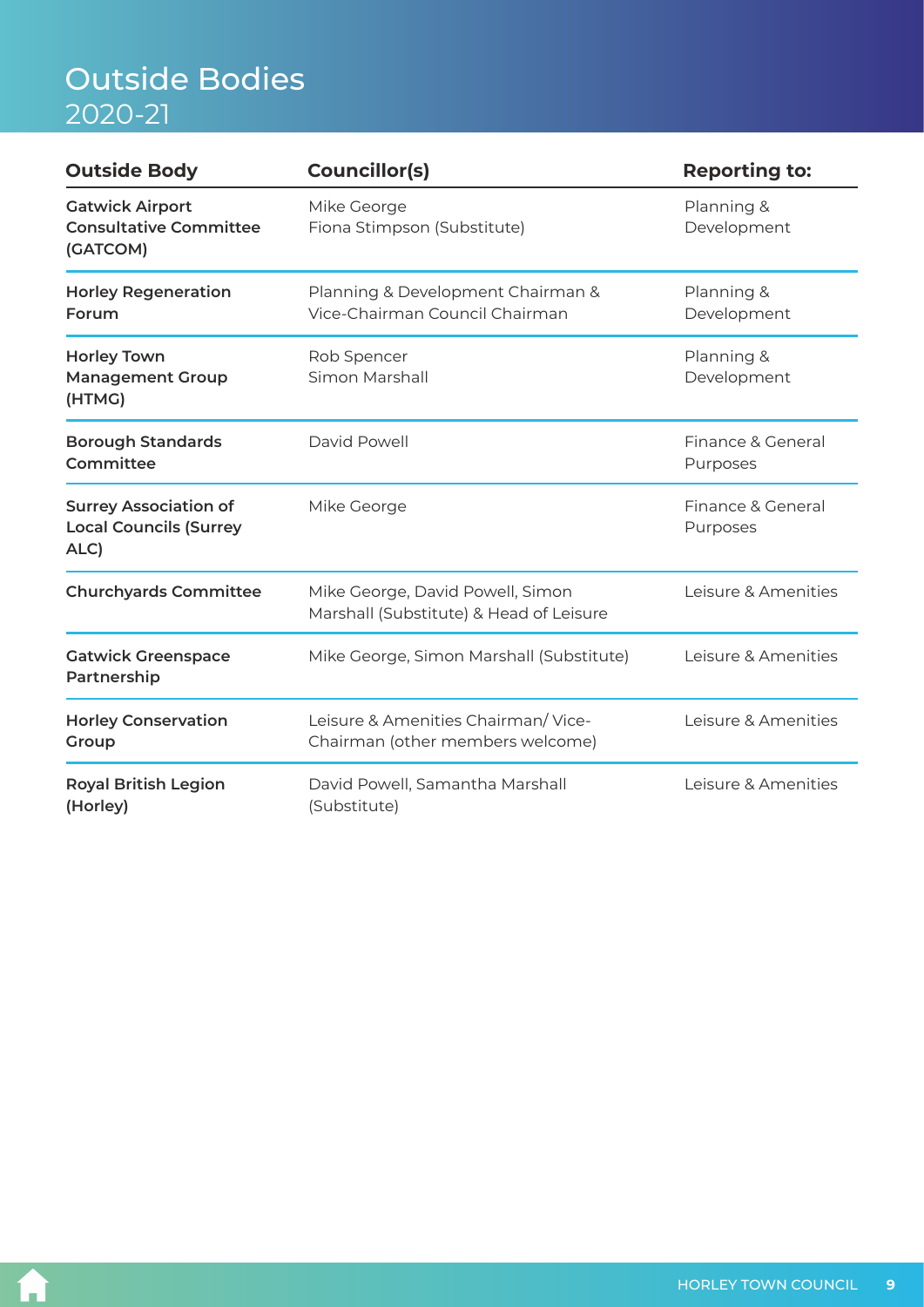# Outside Bodies
2020-21

| Outside Body | Councillor(s) | Reporting to: |
|---|---|---|
| **Gatwick Airport Consultative Committee (GATCOM)** | Mike George<br>Fiona Stimpson (Substitute) | Planning & Development |
| **Horley Regeneration Forum** | Planning & Development Chairman & Vice-Chairman Council Chairman | Planning & Development |
| **Horley Town Management Group (HTMG)** | Rob Spencer<br>Simon Marshall | Planning & Development |
| **Borough Standards Committee** | David Powell | Finance & General Purposes |
| **Surrey Association of Local Councils (Surrey ALC)** | Mike George | Finance & General Purposes |
| **Churchyards Committee** | Mike George, David Powell, Simon Marshall (Substitute) & Head of Leisure | Leisure & Amenities |
| **Gatwick Greenspace Partnership** | Mike George, Simon Marshall (Substitute) | Leisure & Amenities |
| **Horley Conservation Group** | Leisure & Amenities Chairman/ Vice-Chairman (other members welcome) | Leisure & Amenities |
| **Royal British Legion (Horley)** | David Powell, Samantha Marshall (Substitute) | Leisure & Amenities |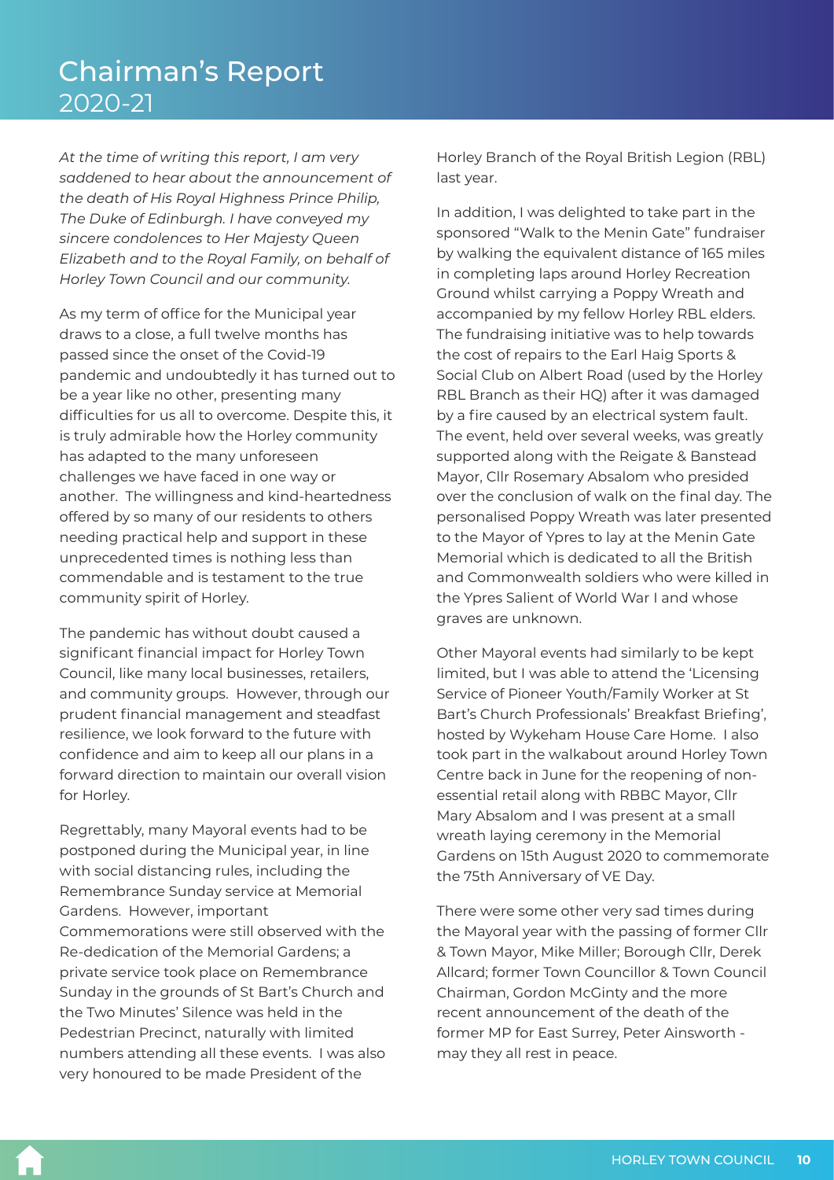# Chairman's Report 2020-21

*At the time of writing this report, I am very saddened to hear about the announcement of the death of His Royal Highness Prince Philip, The Duke of Edinburgh. I have conveyed my sincere condolences to Her Majesty Queen Elizabeth and to the Royal Family, on behalf of Horley Town Council and our community.*

As my term of office for the Municipal year draws to a close, a full twelve months has passed since the onset of the Covid-19 pandemic and undoubtedly it has turned out to be a year like no other, presenting many difficulties for us all to overcome. Despite this, it is truly admirable how the Horley community has adapted to the many unforeseen challenges we have faced in one way or another. The willingness and kind-heartedness offered by so many of our residents to others needing practical help and support in these unprecedented times is nothing less than commendable and is testament to the true community spirit of Horley.

The pandemic has without doubt caused a significant financial impact for Horley Town Council, like many local businesses, retailers, and community groups. However, through our prudent financial management and steadfast resilience, we look forward to the future with confidence and aim to keep all our plans in a forward direction to maintain our overall vision for Horley.

Regrettably, many Mayoral events had to be postponed during the Municipal year, in line with social distancing rules, including the Remembrance Sunday service at Memorial Gardens. However, important Commemorations were still observed with the Re-dedication of the Memorial Gardens; a private service took place on Remembrance Sunday in the grounds of St Bart's Church and the Two Minutes' Silence was held in the Pedestrian Precinct, naturally with limited numbers attending all these events. I was also very honoured to be made President of the Horley Branch of the Royal British Legion (RBL) last year.

In addition, I was delighted to take part in the sponsored "Walk to the Menin Gate" fundraiser by walking the equivalent distance of 165 miles in completing laps around Horley Recreation Ground whilst carrying a Poppy Wreath and accompanied by my fellow Horley RBL elders. The fundraising initiative was to help towards the cost of repairs to the Earl Haig Sports & Social Club on Albert Road (used by the Horley RBL Branch as their HQ) after it was damaged by a fire caused by an electrical system fault. The event, held over several weeks, was greatly supported along with the Reigate & Banstead Mayor, Cllr Rosemary Absalom who presided over the conclusion of walk on the final day. The personalised Poppy Wreath was later presented to the Mayor of Ypres to lay at the Menin Gate Memorial which is dedicated to all the British and Commonwealth soldiers who were killed in the Ypres Salient of World War I and whose graves are unknown.

Other Mayoral events had similarly to be kept limited, but I was able to attend the 'Licensing Service of Pioneer Youth/Family Worker at St Bart's Church Professionals' Breakfast Briefing', hosted by Wykeham House Care Home. I also took part in the walkabout around Horley Town Centre back in June for the reopening of non-essential retail along with RBBC Mayor, Cllr Mary Absalom and I was present at a small wreath laying ceremony in the Memorial Gardens on 15th August 2020 to commemorate the 75th Anniversary of VE Day.

There were some other very sad times during the Mayoral year with the passing of former Cllr & Town Mayor, Mike Miller; Borough Cllr, Derek Allcard; former Town Councillor & Town Council Chairman, Gordon McGinty and the more recent announcement of the death of the former MP for East Surrey, Peter Ainsworth - may they all rest in peace.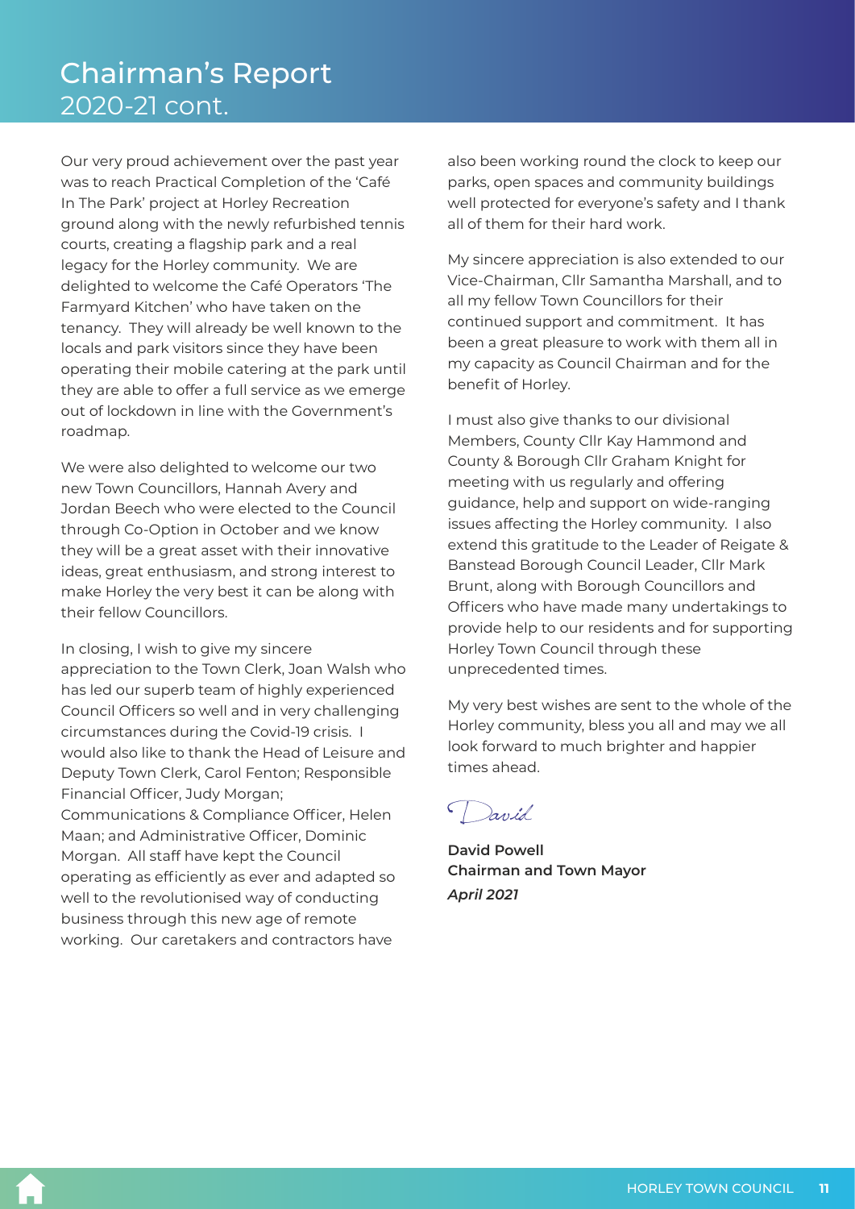# Chairman's Report 2020-21 cont.

Our very proud achievement over the past year was to reach Practical Completion of the 'Café In The Park' project at Horley Recreation ground along with the newly refurbished tennis courts, creating a flagship park and a real legacy for the Horley community. We are delighted to welcome the Café Operators 'The Farmyard Kitchen' who have taken on the tenancy. They will already be well known to the locals and park visitors since they have been operating their mobile catering at the park until they are able to offer a full service as we emerge out of lockdown in line with the Government's roadmap.

We were also delighted to welcome our two new Town Councillors, Hannah Avery and Jordan Beech who were elected to the Council through Co-Option in October and we know they will be a great asset with their innovative ideas, great enthusiasm, and strong interest to make Horley the very best it can be along with their fellow Councillors.

In closing, I wish to give my sincere appreciation to the Town Clerk, Joan Walsh who has led our superb team of highly experienced Council Officers so well and in very challenging circumstances during the Covid-19 crisis. I would also like to thank the Head of Leisure and Deputy Town Clerk, Carol Fenton; Responsible Financial Officer, Judy Morgan; Communications & Compliance Officer, Helen Maan; and Administrative Officer, Dominic Morgan. All staff have kept the Council operating as efficiently as ever and adapted so well to the revolutionised way of conducting business through this new age of remote working. Our caretakers and contractors have also been working round the clock to keep our parks, open spaces and community buildings well protected for everyone's safety and I thank all of them for their hard work.

My sincere appreciation is also extended to our Vice-Chairman, Cllr Samantha Marshall, and to all my fellow Town Councillors for their continued support and commitment. It has been a great pleasure to work with them all in my capacity as Council Chairman and for the benefit of Horley.

I must also give thanks to our divisional Members, County Cllr Kay Hammond and County & Borough Cllr Graham Knight for meeting with us regularly and offering guidance, help and support on wide-ranging issues affecting the Horley community. I also extend this gratitude to the Leader of Reigate & Banstead Borough Council Leader, Cllr Mark Brunt, along with Borough Councillors and Officers who have made many undertakings to provide help to our residents and for supporting Horley Town Council through these unprecedented times.

My very best wishes are sent to the whole of the Horley community, bless you all and may we all look forward to much brighter and happier times ahead.

David

**David Powell**
**Chairman and Town Mayor**
***April 2021***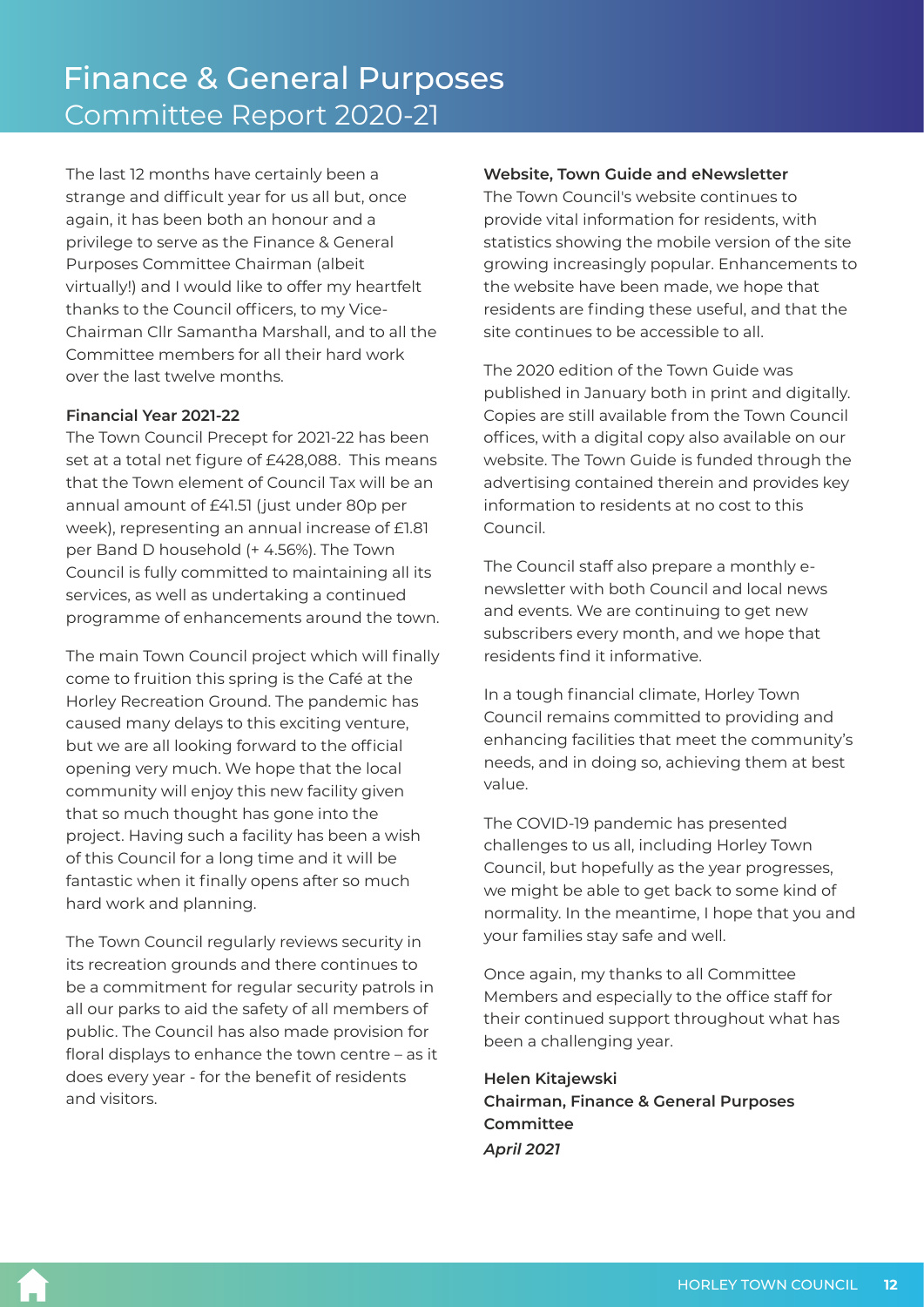# Finance & General Purposes
## Committee Report 2020-21

The last 12 months have certainly been a strange and difficult year for us all but, once again, it has been both an honour and a privilege to serve as the Finance & General Purposes Committee Chairman (albeit virtually!) and I would like to offer my heartfelt thanks to the Council officers, to my Vice-Chairman Cllr Samantha Marshall, and to all the Committee members for all their hard work over the last twelve months.

**Financial Year 2021-22**

The Town Council Precept for 2021-22 has been set at a total net figure of £428,088. This means that the Town element of Council Tax will be an annual amount of £41.51 (just under 80p per week), representing an annual increase of £1.81 per Band D household (+ 4.56%). The Town Council is fully committed to maintaining all its services, as well as undertaking a continued programme of enhancements around the town.

The main Town Council project which will finally come to fruition this spring is the Café at the Horley Recreation Ground. The pandemic has caused many delays to this exciting venture, but we are all looking forward to the official opening very much. We hope that the local community will enjoy this new facility given that so much thought has gone into the project. Having such a facility has been a wish of this Council for a long time and it will be fantastic when it finally opens after so much hard work and planning.

The Town Council regularly reviews security in its recreation grounds and there continues to be a commitment for regular security patrols in all our parks to aid the safety of all members of public. The Council has also made provision for floral displays to enhance the town centre – as it does every year - for the benefit of residents and visitors.

**Website, Town Guide and eNewsletter**

The Town Council's website continues to provide vital information for residents, with statistics showing the mobile version of the site growing increasingly popular. Enhancements to the website have been made, we hope that residents are finding these useful, and that the site continues to be accessible to all.

The 2020 edition of the Town Guide was published in January both in print and digitally. Copies are still available from the Town Council offices, with a digital copy also available on our website. The Town Guide is funded through the advertising contained therein and provides key information to residents at no cost to this Council.

The Council staff also prepare a monthly e-newsletter with both Council and local news and events. We are continuing to get new subscribers every month, and we hope that residents find it informative.

In a tough financial climate, Horley Town Council remains committed to providing and enhancing facilities that meet the community's needs, and in doing so, achieving them at best value.

The COVID-19 pandemic has presented challenges to us all, including Horley Town Council, but hopefully as the year progresses, we might be able to get back to some kind of normality. In the meantime, I hope that you and your families stay safe and well.

Once again, my thanks to all Committee Members and especially to the office staff for their continued support throughout what has been a challenging year.

**Helen Kitajewski**
**Chairman, Finance & General Purposes Committee**
***April 2021***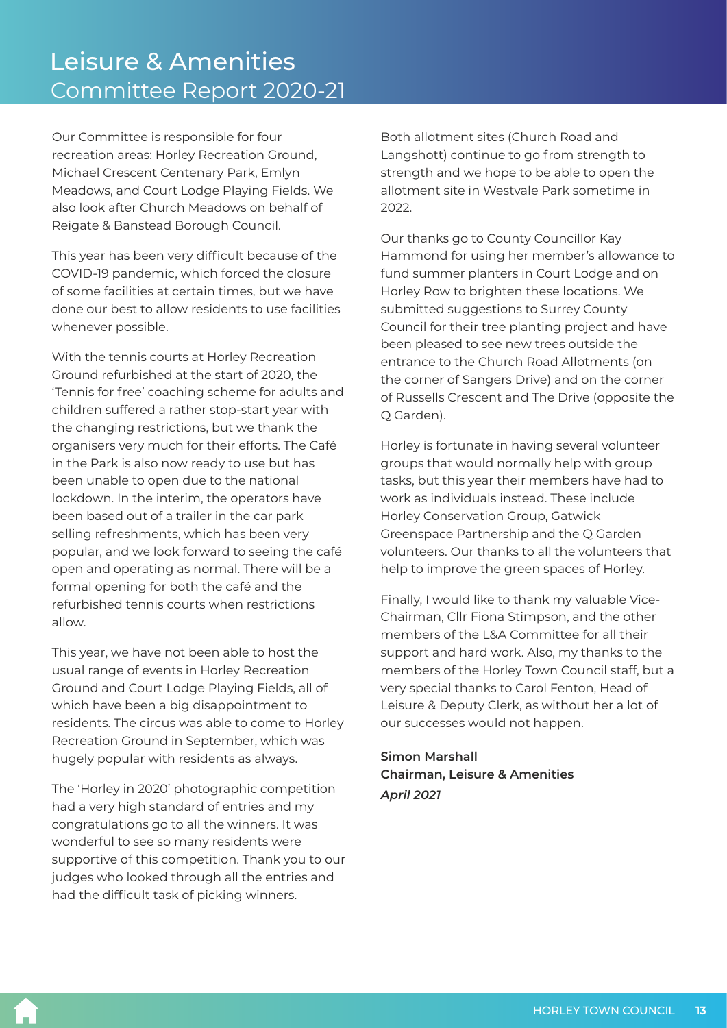# Leisure & Amenities Committee Report 2020-21

Our Committee is responsible for four recreation areas: Horley Recreation Ground, Michael Crescent Centenary Park, Emlyn Meadows, and Court Lodge Playing Fields. We also look after Church Meadows on behalf of Reigate & Banstead Borough Council.

This year has been very difficult because of the COVID-19 pandemic, which forced the closure of some facilities at certain times, but we have done our best to allow residents to use facilities whenever possible.

With the tennis courts at Horley Recreation Ground refurbished at the start of 2020, the 'Tennis for free' coaching scheme for adults and children suffered a rather stop-start year with the changing restrictions, but we thank the organisers very much for their efforts. The Café in the Park is also now ready to use but has been unable to open due to the national lockdown. In the interim, the operators have been based out of a trailer in the car park selling refreshments, which has been very popular, and we look forward to seeing the café open and operating as normal. There will be a formal opening for both the café and the refurbished tennis courts when restrictions allow.

This year, we have not been able to host the usual range of events in Horley Recreation Ground and Court Lodge Playing Fields, all of which have been a big disappointment to residents. The circus was able to come to Horley Recreation Ground in September, which was hugely popular with residents as always.

The 'Horley in 2020' photographic competition had a very high standard of entries and my congratulations go to all the winners. It was wonderful to see so many residents were supportive of this competition. Thank you to our judges who looked through all the entries and had the difficult task of picking winners.

Both allotment sites (Church Road and Langshott) continue to go from strength to strength and we hope to be able to open the allotment site in Westvale Park sometime in 2022.

Our thanks go to County Councillor Kay Hammond for using her member's allowance to fund summer planters in Court Lodge and on Horley Row to brighten these locations. We submitted suggestions to Surrey County Council for their tree planting project and have been pleased to see new trees outside the entrance to the Church Road Allotments (on the corner of Sangers Drive) and on the corner of Russells Crescent and The Drive (opposite the Q Garden).

Horley is fortunate in having several volunteer groups that would normally help with group tasks, but this year their members have had to work as individuals instead. These include Horley Conservation Group, Gatwick Greenspace Partnership and the Q Garden volunteers. Our thanks to all the volunteers that help to improve the green spaces of Horley.

Finally, I would like to thank my valuable Vice-Chairman, Cllr Fiona Stimpson, and the other members of the L&A Committee for all their support and hard work. Also, my thanks to the members of the Horley Town Council staff, but a very special thanks to Carol Fenton, Head of Leisure & Deputy Clerk, as without her a lot of our successes would not happen.

**Simon Marshall**
**Chairman, Leisure & Amenities**
***April 2021***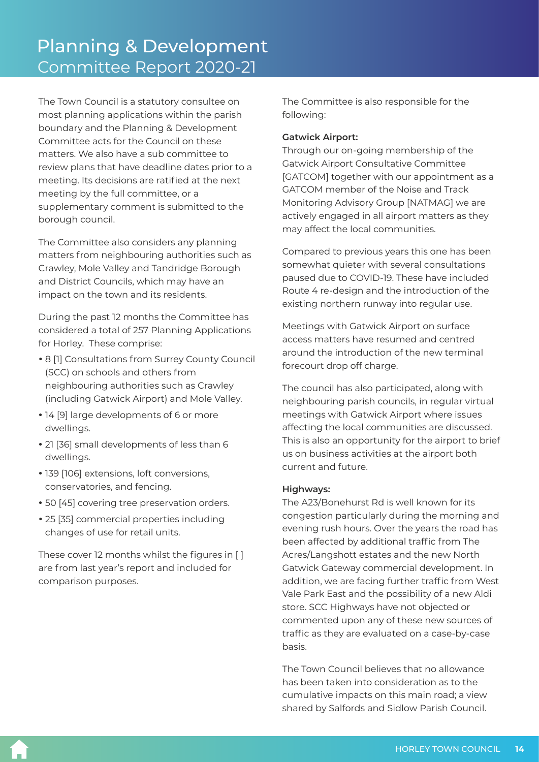# Planning & Development
## Committee Report 2020-21

The Town Council is a statutory consultee on most planning applications within the parish boundary and the Planning & Development Committee acts for the Council on these matters. We also have a sub committee to review plans that have deadline dates prior to a meeting. Its decisions are ratified at the next meeting by the full committee, or a supplementary comment is submitted to the borough council.

The Committee also considers any planning matters from neighbouring authorities such as Crawley, Mole Valley and Tandridge Borough and District Councils, which may have an impact on the town and its residents.

During the past 12 months the Committee has considered a total of 257 Planning Applications for Horley. These comprise:

- 8 [1] Consultations from Surrey County Council (SCC) on schools and others from neighbouring authorities such as Crawley (including Gatwick Airport) and Mole Valley.
- 14 [9] large developments of 6 or more dwellings.
- 21 [36] small developments of less than 6 dwellings.
- 139 [106] extensions, loft conversions, conservatories, and fencing.
- 50 [45] covering tree preservation orders.
- 25 [35] commercial properties including changes of use for retail units.

These cover 12 months whilst the figures in [ ] are from last year's report and included for comparison purposes.

The Committee is also responsible for the following:

**Gatwick Airport:**
Through our on-going membership of the Gatwick Airport Consultative Committee [GATCOM] together with our appointment as a GATCOM member of the Noise and Track Monitoring Advisory Group [NATMAG] we are actively engaged in all airport matters as they may affect the local communities.

Compared to previous years this one has been somewhat quieter with several consultations paused due to COVID-19. These have included Route 4 re-design and the introduction of the existing northern runway into regular use.

Meetings with Gatwick Airport on surface access matters have resumed and centred around the introduction of the new terminal forecourt drop off charge.

The council has also participated, along with neighbouring parish councils, in regular virtual meetings with Gatwick Airport where issues affecting the local communities are discussed. This is also an opportunity for the airport to brief us on business activities at the airport both current and future.

**Highways:**
The A23/Bonehurst Rd is well known for its congestion particularly during the morning and evening rush hours. Over the years the road has been affected by additional traffic from The Acres/Langshott estates and the new North Gatwick Gateway commercial development. In addition, we are facing further traffic from West Vale Park East and the possibility of a new Aldi store. SCC Highways have not objected or commented upon any of these new sources of traffic as they are evaluated on a case-by-case basis.

The Town Council believes that no allowance has been taken into consideration as to the cumulative impacts on this main road; a view shared by Salfords and Sidlow Parish Council.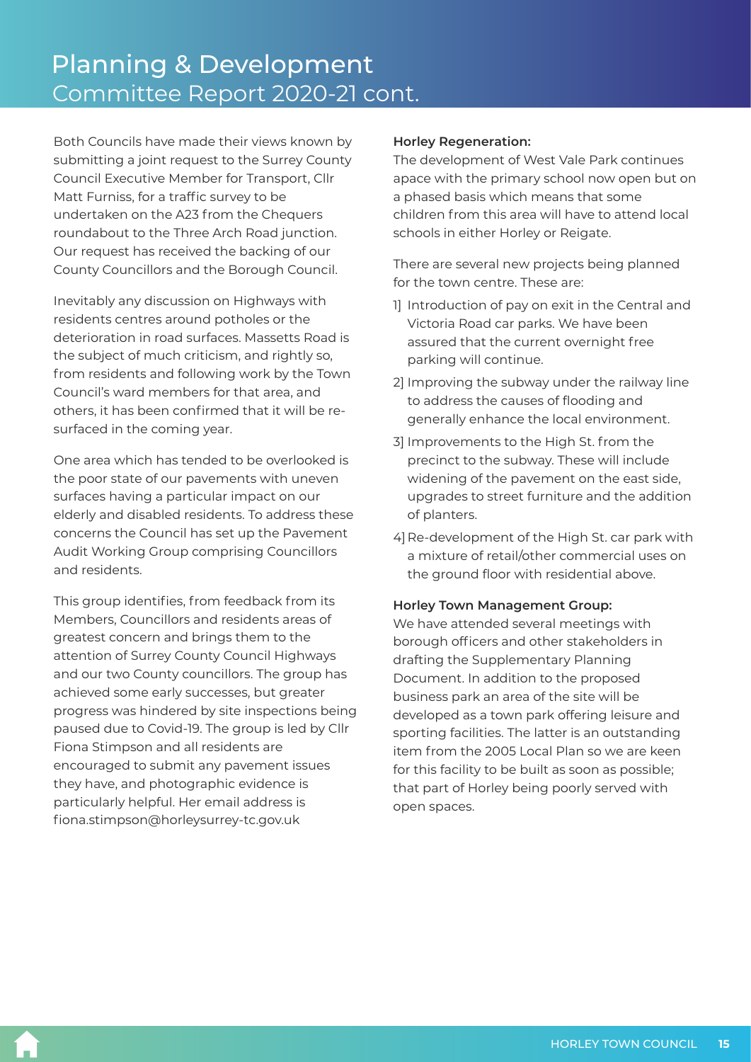# Planning & Development
## Committee Report 2020-21 cont.

Both Councils have made their views known by submitting a joint request to the Surrey County Council Executive Member for Transport, Cllr Matt Furniss, for a traffic survey to be undertaken on the A23 from the Chequers roundabout to the Three Arch Road junction. Our request has received the backing of our County Councillors and the Borough Council.

Inevitably any discussion on Highways with residents centres around potholes or the deterioration in road surfaces. Massetts Road is the subject of much criticism, and rightly so, from residents and following work by the Town Council's ward members for that area, and others, it has been confirmed that it will be re-surfaced in the coming year.

One area which has tended to be overlooked is the poor state of our pavements with uneven surfaces having a particular impact on our elderly and disabled residents. To address these concerns the Council has set up the Pavement Audit Working Group comprising Councillors and residents.

This group identifies, from feedback from its Members, Councillors and residents areas of greatest concern and brings them to the attention of Surrey County Council Highways and our two County councillors. The group has achieved some early successes, but greater progress was hindered by site inspections being paused due to Covid-19. The group is led by Cllr Fiona Stimpson and all residents are encouraged to submit any pavement issues they have, and photographic evidence is particularly helpful. Her email address is fiona.stimpson@horleysurrey-tc.gov.uk

**Horley Regeneration:**
The development of West Vale Park continues apace with the primary school now open but on a phased basis which means that some children from this area will have to attend local schools in either Horley or Reigate.

There are several new projects being planned for the town centre. These are:

1] Introduction of pay on exit in the Central and Victoria Road car parks. We have been assured that the current overnight free parking will continue.

2] Improving the subway under the railway line to address the causes of flooding and generally enhance the local environment.

3] Improvements to the High St. from the precinct to the subway. These will include widening of the pavement on the east side, upgrades to street furniture and the addition of planters.

4] Re-development of the High St. car park with a mixture of retail/other commercial uses on the ground floor with residential above.

**Horley Town Management Group:**
We have attended several meetings with borough officers and other stakeholders in drafting the Supplementary Planning Document. In addition to the proposed business park an area of the site will be developed as a town park offering leisure and sporting facilities. The latter is an outstanding item from the 2005 Local Plan so we are keen for this facility to be built as soon as possible; that part of Horley being poorly served with open spaces.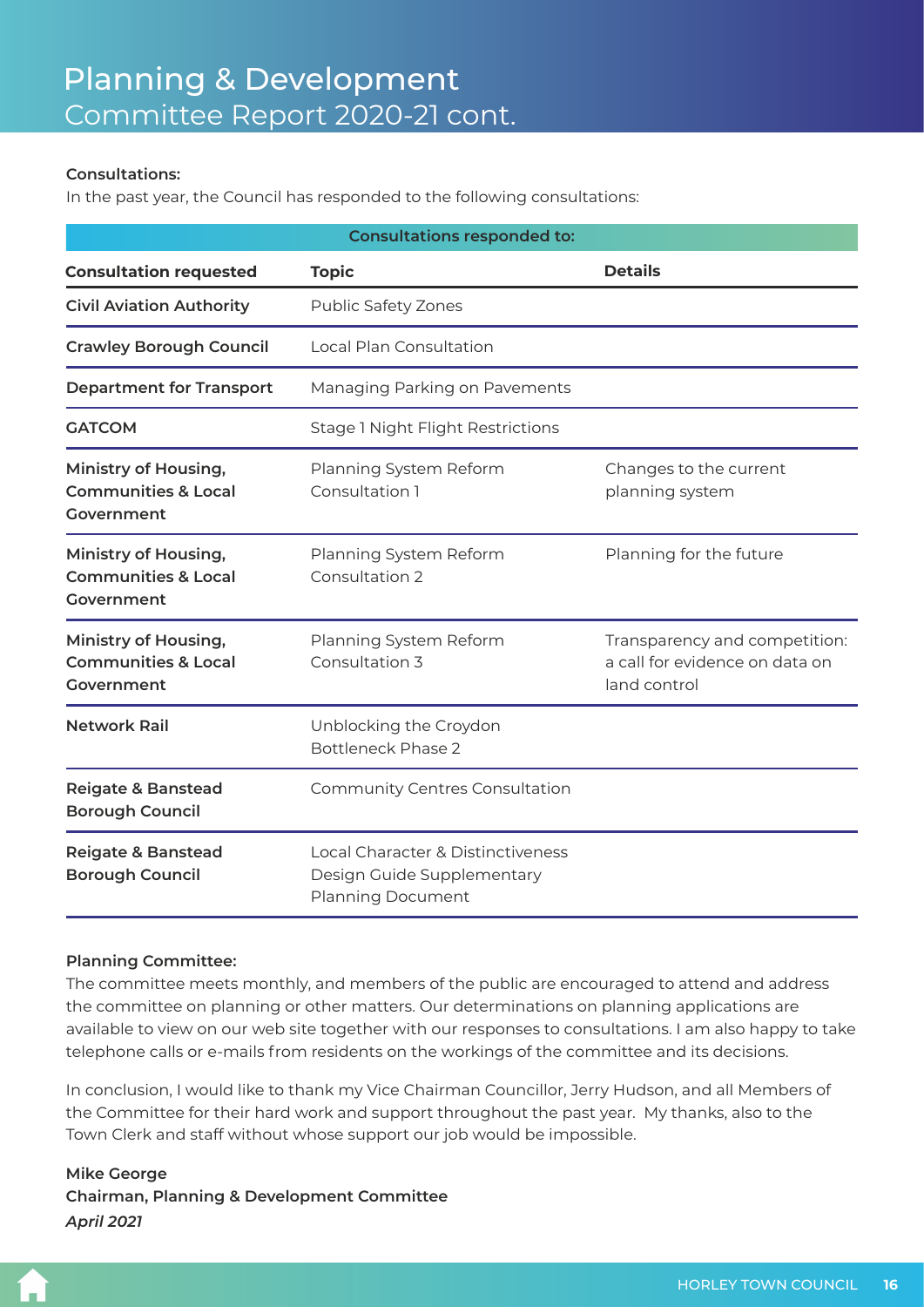# Planning & Development
## Committee Report 2020-21 cont.

**Consultations:**
In the past year, the Council has responded to the following consultations:

| Consultations responded to: | | |
|---|---|---|
| **Consultation requested** | **Topic** | **Details** |
| **Civil Aviation Authority** | Public Safety Zones | |
| **Crawley Borough Council** | Local Plan Consultation | |
| **Department for Transport** | Managing Parking on Pavements | |
| **GATCOM** | Stage 1 Night Flight Restrictions | |
| **Ministry of Housing, Communities & Local Government** | Planning System Reform Consultation 1 | Changes to the current planning system |
| **Ministry of Housing, Communities & Local Government** | Planning System Reform Consultation 2 | Planning for the future |
| **Ministry of Housing, Communities & Local Government** | Planning System Reform Consultation 3 | Transparency and competition: a call for evidence on data on land control |
| **Network Rail** | Unblocking the Croydon Bottleneck Phase 2 | |
| **Reigate & Banstead Borough Council** | Community Centres Consultation | |
| **Reigate & Banstead Borough Council** | Local Character & Distinctiveness Design Guide Supplementary Planning Document | |

**Planning Committee:**
The committee meets monthly, and members of the public are encouraged to attend and address the committee on planning or other matters. Our determinations on planning applications are available to view on our web site together with our responses to consultations. I am also happy to take telephone calls or e-mails from residents on the workings of the committee and its decisions.

In conclusion, I would like to thank my Vice Chairman Councillor, Jerry Hudson, and all Members of the Committee for their hard work and support throughout the past year. My thanks, also to the Town Clerk and staff without whose support our job would be impossible.

**Mike George**
**Chairman, Planning & Development Committee**
***April 2021***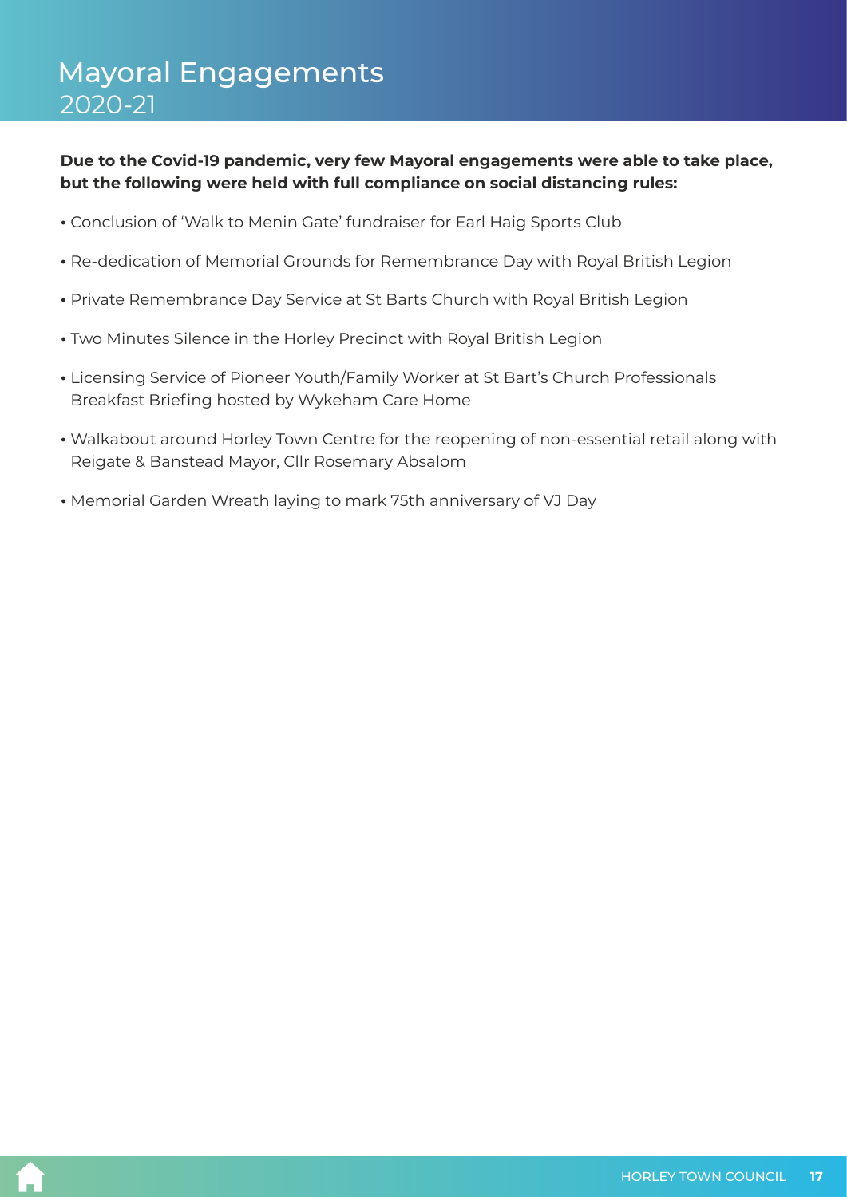# Mayoral Engagements
## 2020-21

**Due to the Covid-19 pandemic, very few Mayoral engagements were able to take place, but the following were held with full compliance on social distancing rules:**

- Conclusion of 'Walk to Menin Gate' fundraiser for Earl Haig Sports Club
- Re-dedication of Memorial Grounds for Remembrance Day with Royal British Legion
- Private Remembrance Day Service at St Barts Church with Royal British Legion
- Two Minutes Silence in the Horley Precinct with Royal British Legion
- Licensing Service of Pioneer Youth/Family Worker at St Bart's Church Professionals Breakfast Briefing hosted by Wykeham Care Home
- Walkabout around Horley Town Centre for the reopening of non-essential retail along with Reigate & Banstead Mayor, Cllr Rosemary Absalom
- Memorial Garden Wreath laying to mark 75th anniversary of VJ Day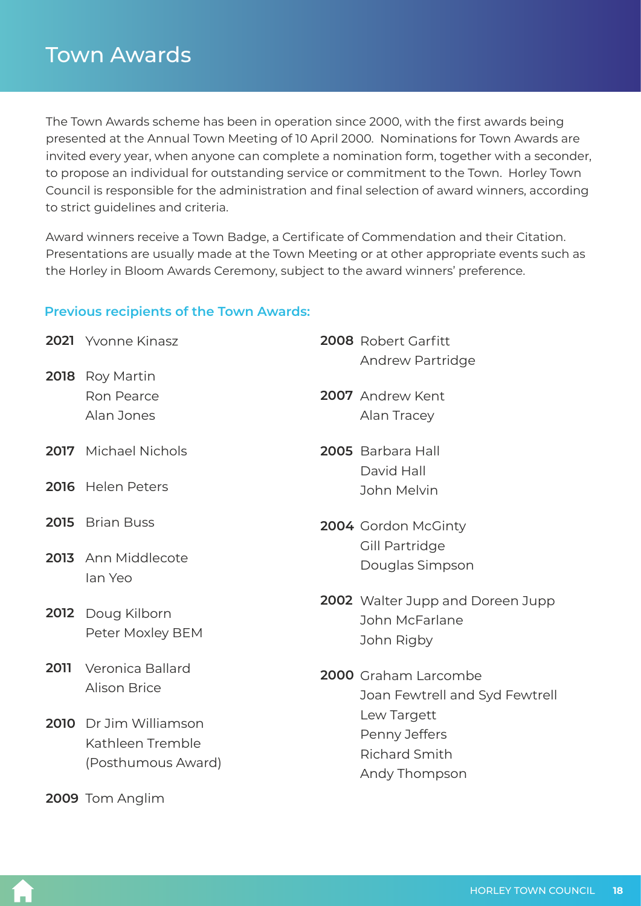# Town Awards

The Town Awards scheme has been in operation since 2000, with the first awards being presented at the Annual Town Meeting of 10 April 2000. Nominations for Town Awards are invited every year, when anyone can complete a nomination form, together with a seconder, to propose an individual for outstanding service or commitment to the Town. Horley Town Council is responsible for the administration and final selection of award winners, according to strict guidelines and criteria.

Award winners receive a Town Badge, a Certificate of Commendation and their Citation. Presentations are usually made at the Town Meeting or at other appropriate events such as the Horley in Bloom Awards Ceremony, subject to the award winners' preference.

### Previous recipients of the Town Awards:

**2021** Yvonne Kinasz

**2018** Roy Martin
Ron Pearce
Alan Jones

**2017** Michael Nichols

**2016** Helen Peters

**2015** Brian Buss

**2013** Ann Middlecote
Ian Yeo

**2012** Doug Kilborn
Peter Moxley BEM

**2011** Veronica Ballard
Alison Brice

**2010** Dr Jim Williamson
Kathleen Tremble
(Posthumous Award)

**2009** Tom Anglim

**2008** Robert Garfitt
Andrew Partridge

**2007** Andrew Kent
Alan Tracey

**2005** Barbara Hall
David Hall
John Melvin

**2004** Gordon McGinty
Gill Partridge
Douglas Simpson

**2002** Walter Jupp and Doreen Jupp
John McFarlane
John Rigby

**2000** Graham Larcombe
Joan Fewtrell and Syd Fewtrell
Lew Targett
Penny Jeffers
Richard Smith
Andy Thompson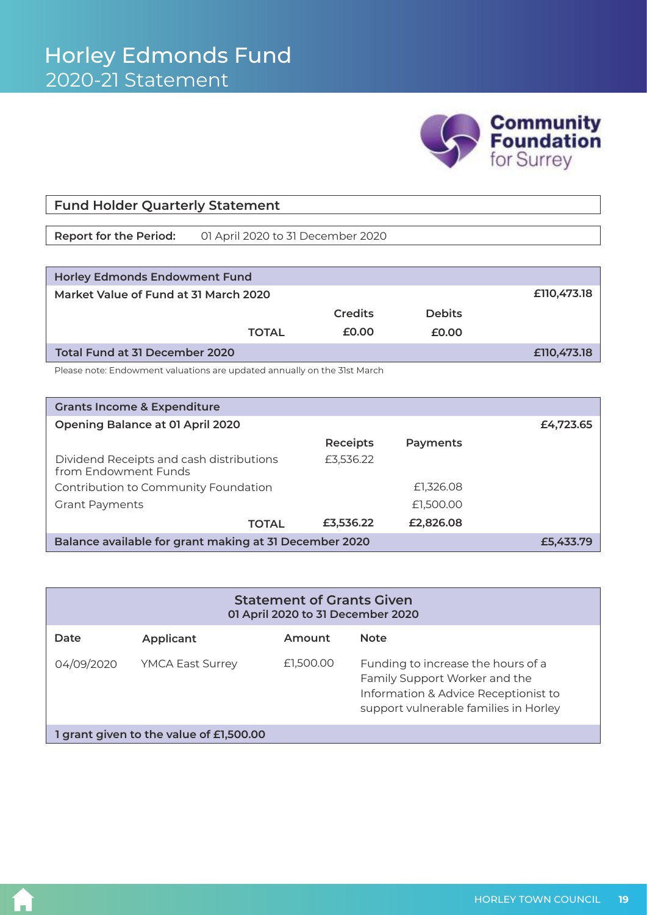# Horley Edmonds Fund
## 2020-21 Statement

Community Foundation for Surrey

### Fund Holder Quarterly Statement

**Report for the Period:** 01 April 2020 to 31 December 2020

| **Horley Edmonds Endowment Fund** | | | |
|---|---|---|---|
| **Market Value of Fund at 31 March 2020** | | | **£110,473.18** |
| | **Credits** | **Debits** | |
| **TOTAL** | **£0.00** | **£0.00** | |
| **Total Fund at 31 December 2020** | | | **£110,473.18** |

Please note: Endowment valuations are updated annually on the 31st March

| **Grants Income & Expenditure** | | | |
|---|---|---|---|
| **Opening Balance at 01 April 2020** | | | **£4,723.65** |
| | **Receipts** | **Payments** | |
| Dividend Receipts and cash distributions from Endowment Funds | £3,536.22 | | |
| Contribution to Community Foundation | | £1,326.08 | |
| Grant Payments | | £1,500.00 | |
| **TOTAL** | **£3,536.22** | **£2,826.08** | |
| **Balance available for grant making at 31 December 2020** | | | **£5,433.79** |

**Statement of Grants Given**
**01 April 2020 to 31 December 2020**

| Date | Applicant | Amount | Note |
|---|---|---|---|
| 04/09/2020 | YMCA East Surrey | £1,500.00 | Funding to increase the hours of a Family Support Worker and the Information & Advice Receptionist to support vulnerable families in Horley |
| **1 grant given to the value of £1,500.00** | | | |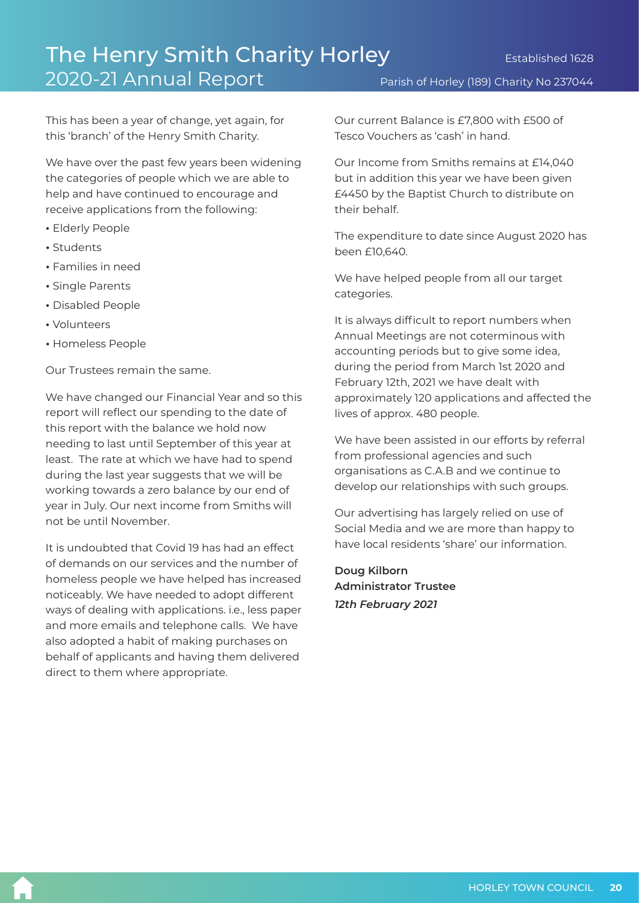# The Henry Smith Charity Horley

## 2020-21 Annual Report

Established 1628

Parish of Horley (189) Charity No 237044

This has been a year of change, yet again, for this 'branch' of the Henry Smith Charity.

We have over the past few years been widening the categories of people which we are able to help and have continued to encourage and receive applications from the following:

- Elderly People
- Students
- Families in need
- Single Parents
- Disabled People
- Volunteers
- Homeless People

Our Trustees remain the same.

We have changed our Financial Year and so this report will reflect our spending to the date of this report with the balance we hold now needing to last until September of this year at least. The rate at which we have had to spend during the last year suggests that we will be working towards a zero balance by our end of year in July. Our next income from Smiths will not be until November.

It is undoubted that Covid 19 has had an effect of demands on our services and the number of homeless people we have helped has increased noticeably. We have needed to adopt different ways of dealing with applications. i.e., less paper and more emails and telephone calls. We have also adopted a habit of making purchases on behalf of applicants and having them delivered direct to them where appropriate.

Our current Balance is £7,800 with £500 of Tesco Vouchers as 'cash' in hand.

Our Income from Smiths remains at £14,040 but in addition this year we have been given £4450 by the Baptist Church to distribute on their behalf.

The expenditure to date since August 2020 has been £10,640.

We have helped people from all our target categories.

It is always difficult to report numbers when Annual Meetings are not coterminous with accounting periods but to give some idea, during the period from March 1st 2020 and February 12th, 2021 we have dealt with approximately 120 applications and affected the lives of approx. 480 people.

We have been assisted in our efforts by referral from professional agencies and such organisations as C.A.B and we continue to develop our relationships with such groups.

Our advertising has largely relied on use of Social Media and we are more than happy to have local residents 'share' our information.

**Doug Kilborn**
**Administrator Trustee**
***12th February 2021***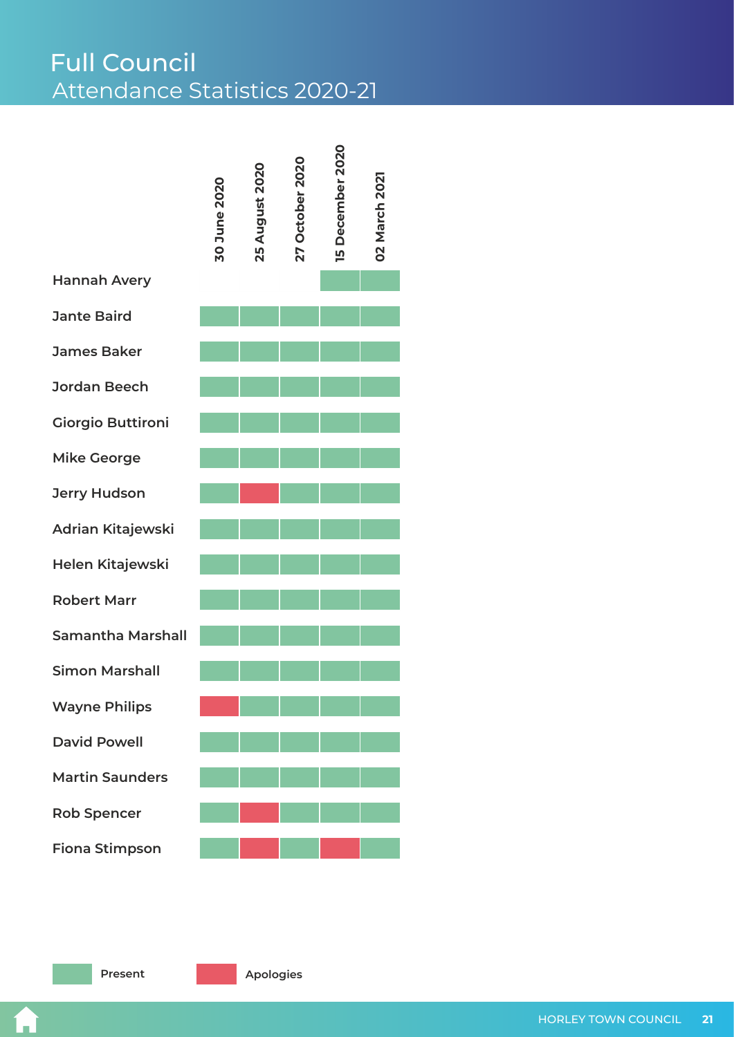# Full Council

## Attendance Statistics 2020-21

| | 30 June 2020 | 25 August 2020 | 27 October 2020 | 15 December 2020 | 02 March 2021 |
|---|---|---|---|---|---|
| Hannah Avery | | | | Present | Present |
| Jante Baird | Present | Present | Present | Present | Present |
| James Baker | Present | Present | Present | Present | Present |
| Jordan Beech | Present | Present | Present | Present | Present |
| Giorgio Buttironi | Present | Present | Present | Present | Present |
| Mike George | Present | Present | Present | Present | Present |
| Jerry Hudson | Present | Apologies | Present | Present | Present |
| Adrian Kitajewski | Present | Present | Present | Present | Present |
| Helen Kitajewski | Present | Present | Present | Present | Present |
| Robert Marr | Present | Present | Present | Present | Present |
| Samantha Marshall | Present | Present | Present | Present | Present |
| Simon Marshall | Present | Present | Present | Present | Present |
| Wayne Philips | Apologies | Present | Present | Present | Present |
| David Powell | Present | Present | Present | Present | Present |
| Martin Saunders | Present | Present | Present | Present | Present |
| Rob Spencer | Present | Apologies | Present | Present | Present |
| Fiona Stimpson | Present | Apologies | Present | Apologies | Present |

Present    Apologies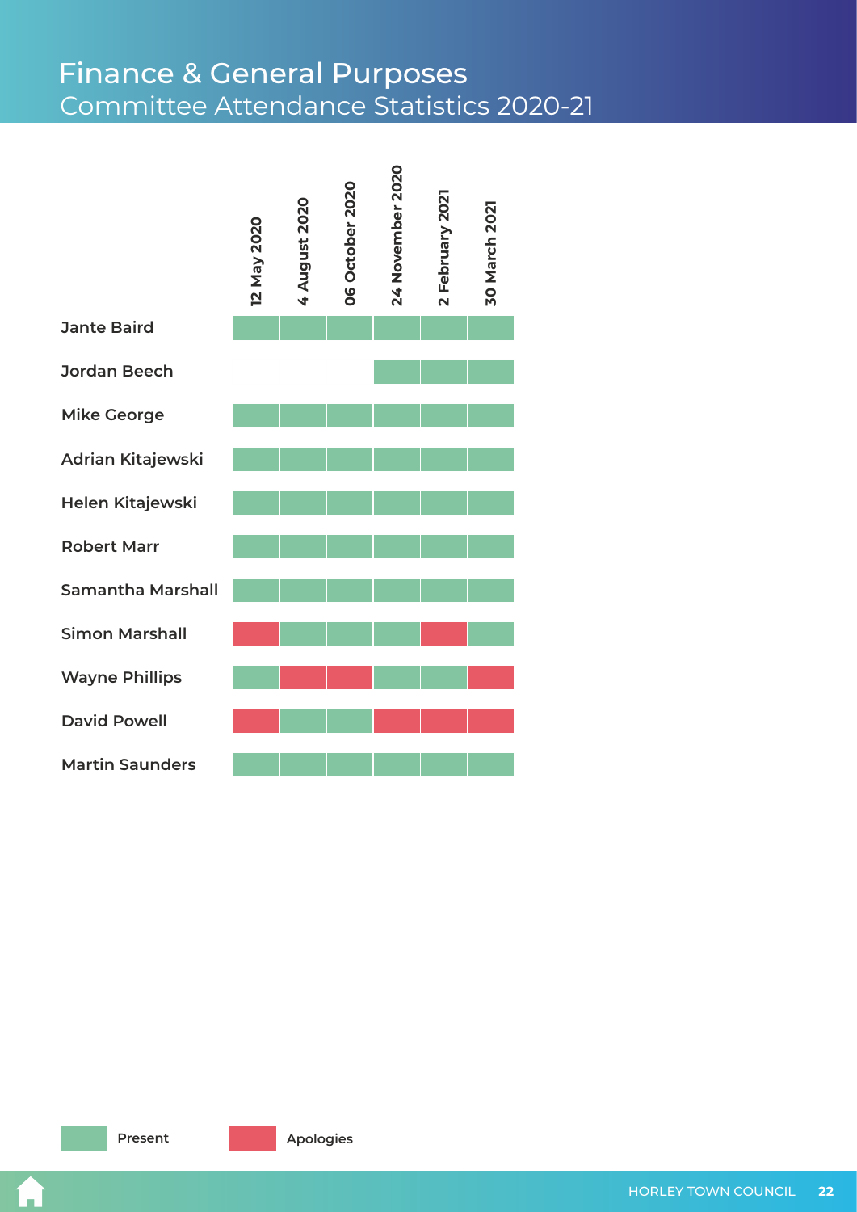# Finance & General Purposes

## Committee Attendance Statistics 2020-21

| | 12 May 2020 | 4 August 2020 | 06 October 2020 | 24 November 2020 | 2 February 2021 | 30 March 2021 |
|---|---|---|---|---|---|---|
| Jante Baird | Present | Present | Present | Present | Present | Present |
| Jordan Beech | | | | Present | Present | Present |
| Mike George | Present | Present | Present | Present | Present | Present |
| Adrian Kitajewski | Present | Present | Present | Present | Present | Present |
| Helen Kitajewski | Present | Present | Present | Present | Present | Present |
| Robert Marr | Present | Present | Present | Present | Present | Present |
| Samantha Marshall | Present | Present | Present | Present | Present | Present |
| Simon Marshall | Apologies | Present | Present | Present | Apologies | Present |
| Wayne Phillips | Present | Apologies | Apologies | Present | Present | Apologies |
| David Powell | Apologies | Present | Present | Apologies | Apologies | Apologies |
| Martin Saunders | Present | Present | Present | Present | Present | Present |

Present | Apologies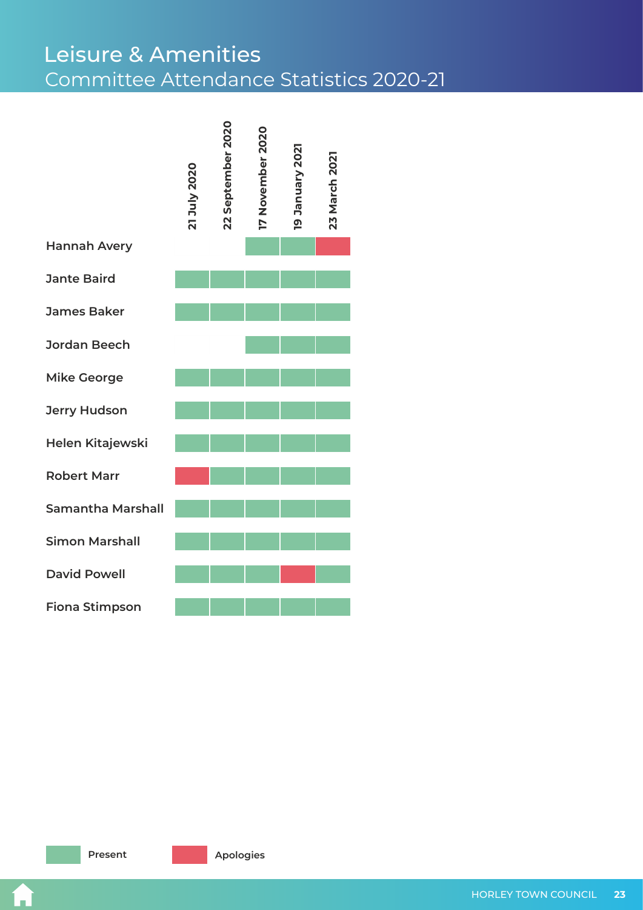# Leisure & Amenities
## Committee Attendance Statistics 2020-21

| | 21 July 2020 | 22 September 2020 | 17 November 2020 | 19 January 2021 | 23 March 2021 |
|---|---|---|---|---|---|
| **Hannah Avery** | | | Present | Present | Apologies |
| **Jante Baird** | Present | Present | Present | Present | Present |
| **James Baker** | Present | Present | Present | Present | Present |
| **Jordan Beech** | | | Present | Present | Present |
| **Mike George** | Present | Present | Present | Present | Present |
| **Jerry Hudson** | Present | Present | Present | Present | Present |
| **Helen Kitajewski** | Present | Present | Present | Present | Present |
| **Robert Marr** | Apologies | Present | Present | Present | Present |
| **Samantha Marshall** | Present | Present | Present | Present | Present |
| **Simon Marshall** | Present | Present | Present | Present | Present |
| **David Powell** | Present | Present | Present | Apologies | Present |
| **Fiona Stimpson** | Present | Present | Present | Present | Present |

Present | Apologies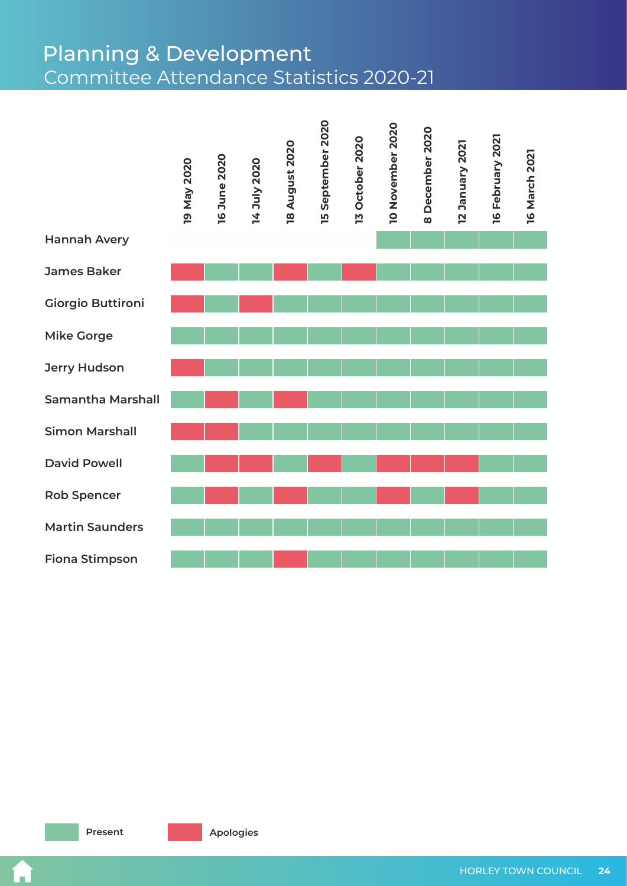# Planning & Development

## Committee Attendance Statistics 2020-21

| | 19 May 2020 | 16 June 2020 | 14 July 2020 | 18 August 2020 | 15 September 2020 | 13 October 2020 | 10 November 2020 | 8 December 2020 | 12 January 2021 | 16 February 2021 | 16 March 2021 |
|---|---|---|---|---|---|---|---|---|---|---|---|
| Hannah Avery | | | | | | | Present | Present | Present | Present | Present |
| James Baker | Apologies | Present | Present | Apologies | Present | Apologies | Present | Present | Present | Present | Present |
| Giorgio Buttironi | Apologies | Present | Apologies | Present | Present | Present | Present | Present | Present | Present | Present |
| Mike Gorge | Present | Present | Present | Present | Present | Present | Present | Present | Present | Present | Present |
| Jerry Hudson | Apologies | Present | Present | Present | Present | Present | Present | Present | Present | Present | Present |
| Samantha Marshall | Present | Apologies | Present | Apologies | Present | Present | Present | Present | Present | Present | Present |
| Simon Marshall | Apologies | Apologies | Present | Present | Present | Present | Present | Present | Present | Present | Present |
| David Powell | Present | Apologies | Apologies | Present | Apologies | Present | Apologies | Apologies | Apologies | Present | Present |
| Rob Spencer | Present | Apologies | Present | Apologies | Present | Present | Apologies | Present | Apologies | Present | Present |
| Martin Saunders | Present | Present | Present | Present | Present | Present | Present | Present | Present | Present | Present |
| Fiona Stimpson | Present | Present | Present | Apologies | Present | Present | Present | Present | Present | Present | Present |

Present | Apologies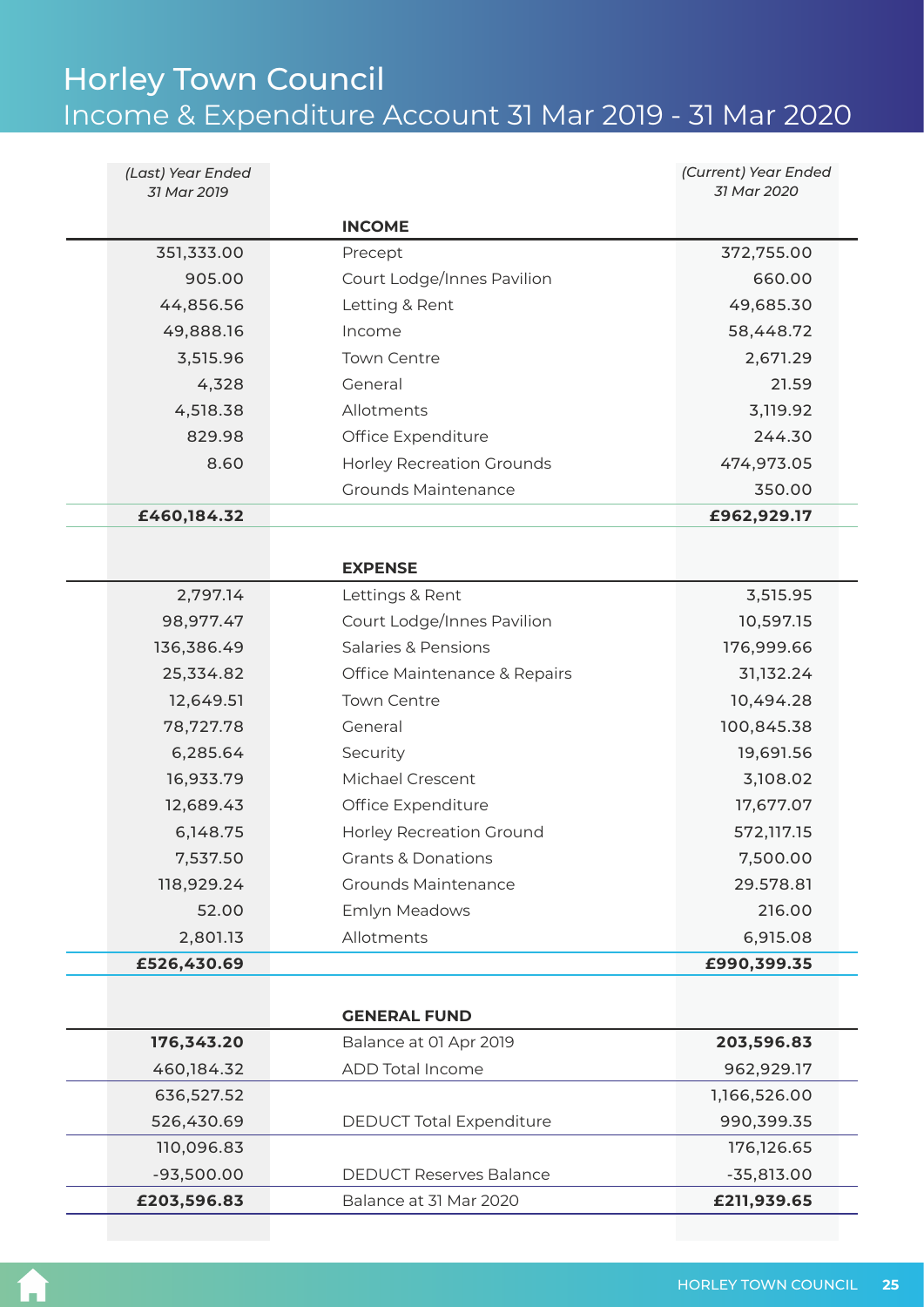# Horley Town Council

## Income & Expenditure Account 31 Mar 2019 - 31 Mar 2020

| *(Last) Year Ended 31 Mar 2019* | | *(Current) Year Ended 31 Mar 2020* |
|---|---|---|
| | **INCOME** | |
| 351,333.00 | Precept | 372,755.00 |
| 905.00 | Court Lodge/Innes Pavilion | 660.00 |
| 44,856.56 | Letting & Rent | 49,685.30 |
| 49,888.16 | Income | 58,448.72 |
| 3,515.96 | Town Centre | 2,671.29 |
| 4,328 | General | 21.59 |
| 4,518.38 | Allotments | 3,119.92 |
| 829.98 | Office Expenditure | 244.30 |
| 8.60 | Horley Recreation Grounds | 474,973.05 |
| | Grounds Maintenance | 350.00 |
| **£460,184.32** | | **£962,929.17** |
| | **EXPENSE** | |
| 2,797.14 | Lettings & Rent | 3,515.95 |
| 98,977.47 | Court Lodge/Innes Pavilion | 10,597.15 |
| 136,386.49 | Salaries & Pensions | 176,999.66 |
| 25,334.82 | Office Maintenance & Repairs | 31,132.24 |
| 12,649.51 | Town Centre | 10,494.28 |
| 78,727.78 | General | 100,845.38 |
| 6,285.64 | Security | 19,691.56 |
| 16,933.79 | Michael Crescent | 3,108.02 |
| 12,689.43 | Office Expenditure | 17,677.07 |
| 6,148.75 | Horley Recreation Ground | 572,117.15 |
| 7,537.50 | Grants & Donations | 7,500.00 |
| 118,929.24 | Grounds Maintenance | 29.578.81 |
| 52.00 | Emlyn Meadows | 216.00 |
| 2,801.13 | Allotments | 6,915.08 |
| **£526,430.69** | | **£990,399.35** |
| | **GENERAL FUND** | |
| **176,343.20** | Balance at 01 Apr 2019 | **203,596.83** |
| 460,184.32 | ADD Total Income | 962,929.17 |
| 636,527.52 | | 1,166,526.00 |
| 526,430.69 | DEDUCT Total Expenditure | 990,399.35 |
| 110,096.83 | | 176,126.65 |
| -93,500.00 | DEDUCT Reserves Balance | -35,813.00 |
| **£203,596.83** | Balance at 31 Mar 2020 | **£211,939.65** |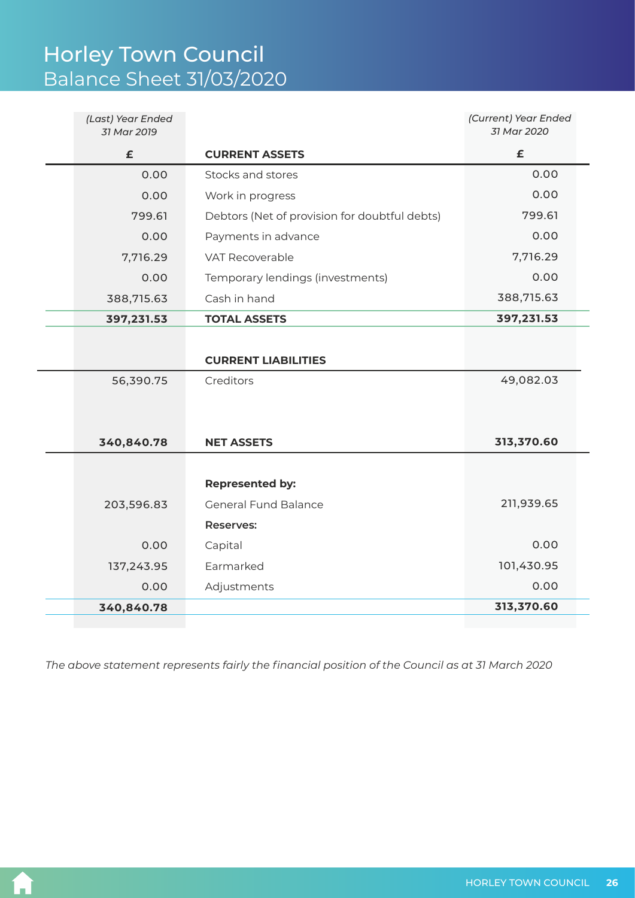# Horley Town Council
## Balance Sheet 31/03/2020

| *(Last) Year Ended 31 Mar 2019* | | *(Current) Year Ended 31 Mar 2020* |
|---|---|---|
| **£** | **CURRENT ASSETS** | **£** |
| 0.00 | Stocks and stores | 0.00 |
| 0.00 | Work in progress | 0.00 |
| 799.61 | Debtors (Net of provision for doubtful debts) | 799.61 |
| 0.00 | Payments in advance | 0.00 |
| 7,716.29 | VAT Recoverable | 7,716.29 |
| 0.00 | Temporary lendings (investments) | 0.00 |
| 388,715.63 | Cash in hand | 388,715.63 |
| **397,231.53** | **TOTAL ASSETS** | **397,231.53** |
| | **CURRENT LIABILITIES** | |
| 56,390.75 | Creditors | 49,082.03 |
| **340,840.78** | **NET ASSETS** | **313,370.60** |
| | **Represented by:** | |
| 203,596.83 | General Fund Balance | 211,939.65 |
| | **Reserves:** | |
| 0.00 | Capital | 0.00 |
| 137,243.95 | Earmarked | 101,430.95 |
| 0.00 | Adjustments | 0.00 |
| **340,840.78** | | **313,370.60** |

*The above statement represents fairly the financial position of the Council as at 31 March 2020*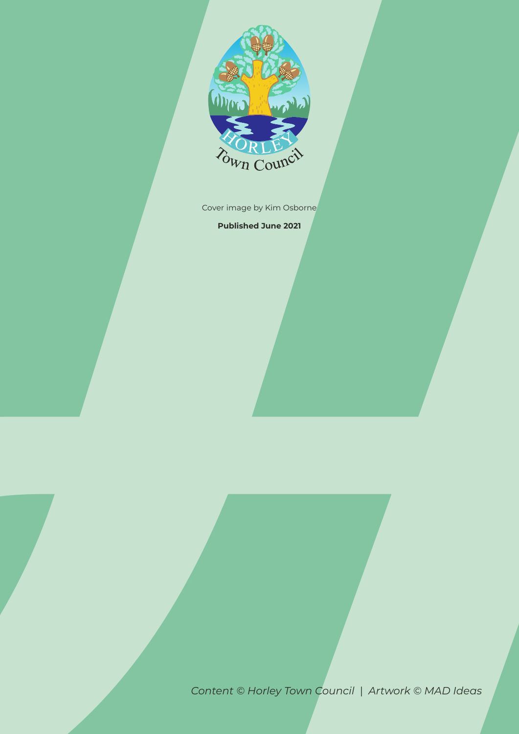Cover image by Kim Osborne

**Published June 2021**

*Content © Horley Town Council | Artwork © MAD Ideas*